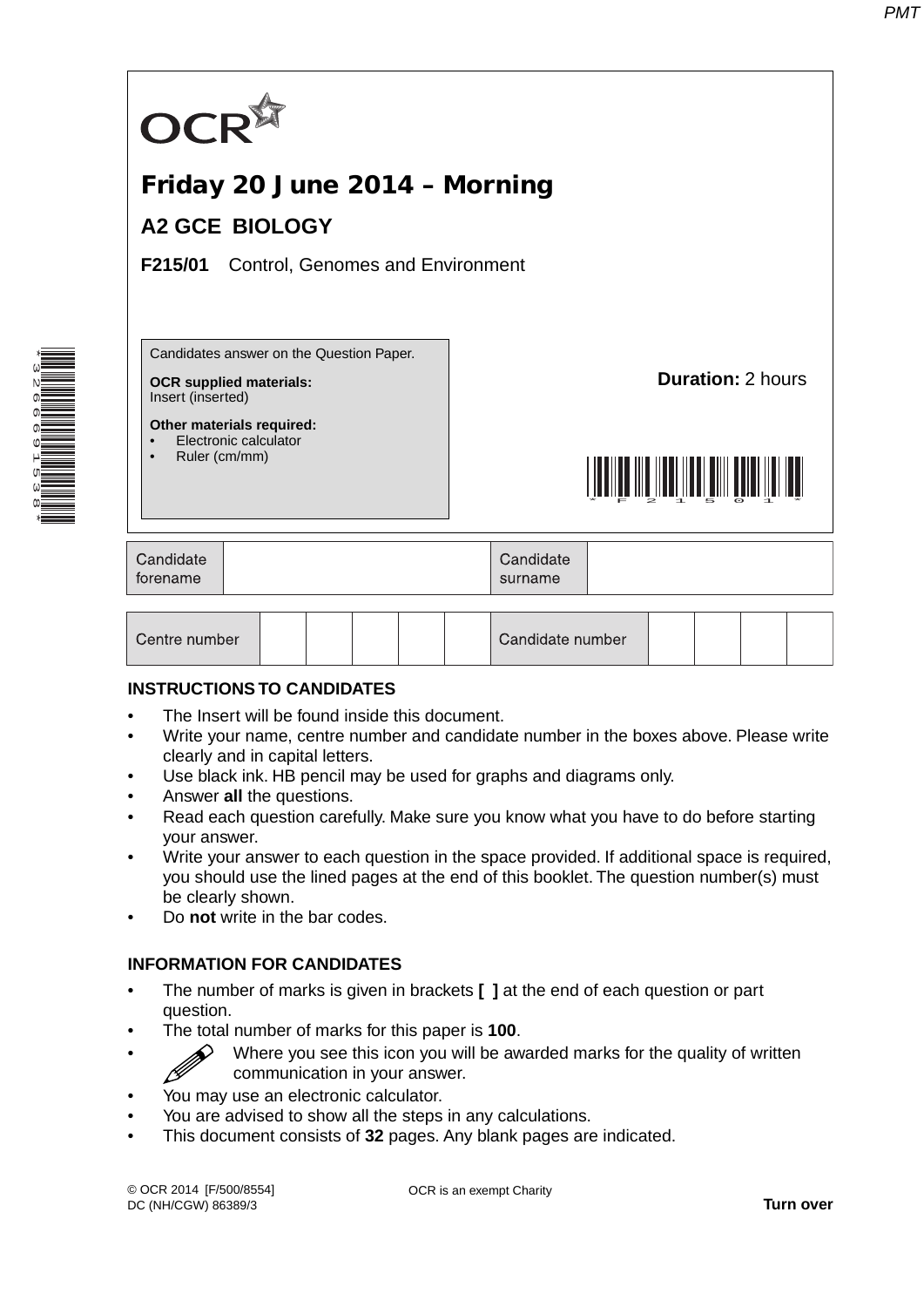# Friday 20 June 2014 – Morning

## A2 GCE BIOLOGY

**F215/01** Control, Genomes and Environment

Candidates answer on the Question Paper.

**OCR supplied materials:**
Insert (inserted)

**Other materials required:**
- Electronic calculator
- Ruler (cm/mm)

**Duration:** 2 hours

| Candidate forename | | Candidate surname | |
|---|---|---|---|

| Centre number | | | | | | Candidate number | | | | |
|---|---|---|---|---|---|---|---|---|---|---|

**INSTRUCTIONS TO CANDIDATES**

- The Insert will be found inside this document.
- Write your name, centre number and candidate number in the boxes above. Please write clearly and in capital letters.
- Use black ink. HB pencil may be used for graphs and diagrams only.
- Answer **all** the questions.
- Read each question carefully. Make sure you know what you have to do before starting your answer.
- Write your answer to each question in the space provided. If additional space is required, you should use the lined pages at the end of this booklet. The question number(s) must be clearly shown.
- Do **not** write in the bar codes.

**INFORMATION FOR CANDIDATES**

- The number of marks is given in brackets **[ ]** at the end of each question or part question.
- The total number of marks for this paper is **100**.
- Where you see this icon you will be awarded marks for the quality of written communication in your answer.
- You may use an electronic calculator.
- You are advised to show all the steps in any calculations.
- This document consists of **32** pages. Any blank pages are indicated.

© OCR 2014 [F/500/8554]
DC (NH/CGW) 86389/3

OCR is an exempt Charity

**Turn over**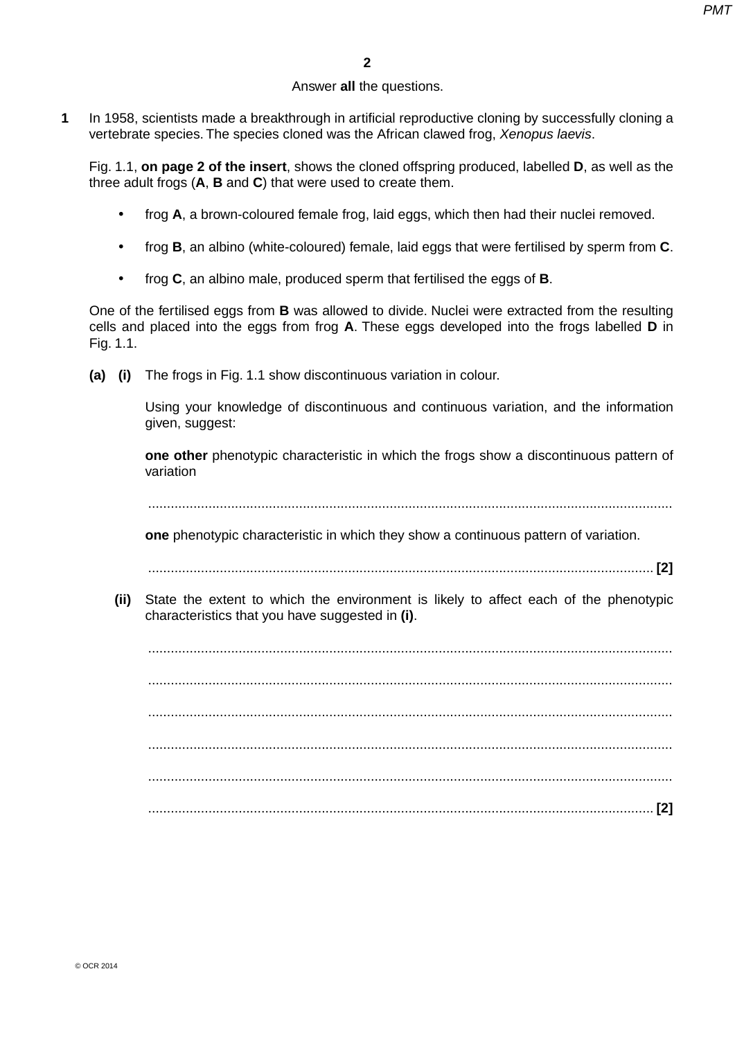Answer **all** the questions.

**1** In 1958, scientists made a breakthrough in artificial reproductive cloning by successfully cloning a vertebrate species. The species cloned was the African clawed frog, *Xenopus laevis*.

Fig. 1.1, **on page 2 of the insert**, shows the cloned offspring produced, labelled **D**, as well as the three adult frogs (**A**, **B** and **C**) that were used to create them.

- frog **A**, a brown-coloured female frog, laid eggs, which then had their nuclei removed.
- frog **B**, an albino (white-coloured) female, laid eggs that were fertilised by sperm from **C**.
- frog **C**, an albino male, produced sperm that fertilised the eggs of **B**.

One of the fertilised eggs from **B** was allowed to divide. Nuclei were extracted from the resulting cells and placed into the eggs from frog **A**. These eggs developed into the frogs labelled **D** in Fig. 1.1.

**(a) (i)** The frogs in Fig. 1.1 show discontinuous variation in colour.

Using your knowledge of discontinuous and continuous variation, and the information given, suggest:

**one other** phenotypic characteristic in which the frogs show a discontinuous pattern of variation

..........................................................................................................................................

**one** phenotypic characteristic in which they show a continuous pattern of variation.

.......................................................................................................................................... **[2]**

**(ii)** State the extent to which the environment is likely to affect each of the phenotypic characteristics that you have suggested in **(i)**.

..........................................................................................................................................

..........................................................................................................................................

..........................................................................................................................................

..........................................................................................................................................

..........................................................................................................................................

.......................................................................................................................................... **[2]**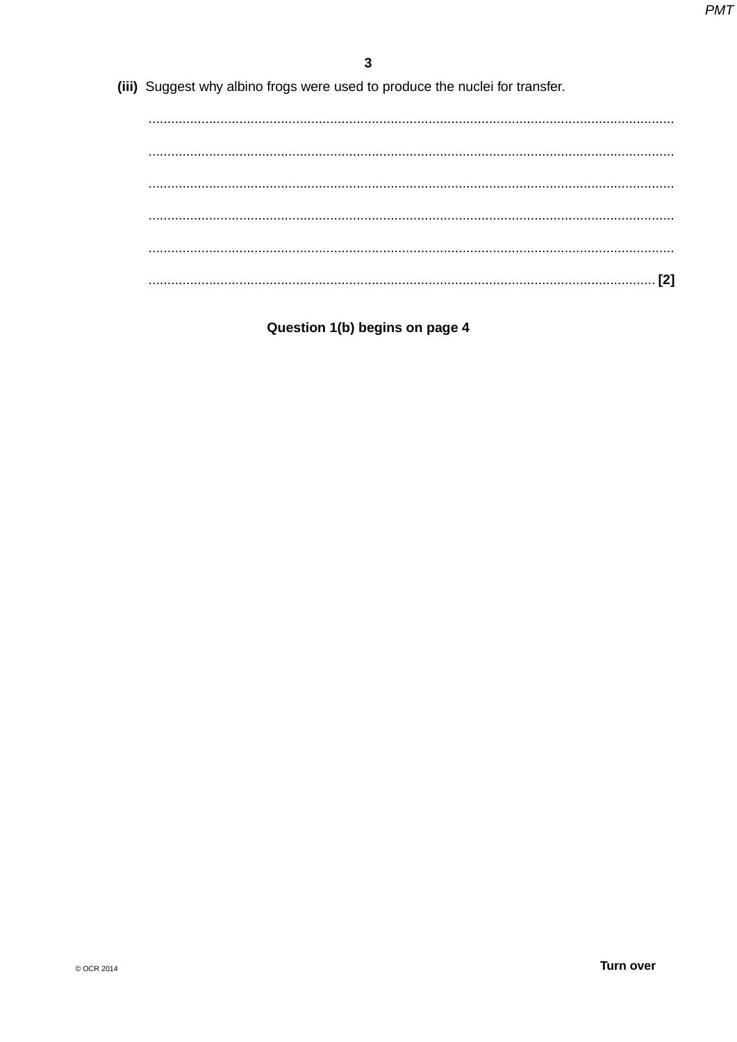(iii) Suggest why albino frogs were used to produce the nuclei for transfer.

..........................................................................................................................................

..........................................................................................................................................

..........................................................................................................................................

..........................................................................................................................................

..........................................................................................................................................

...................................................................................................................................... [2]

**Question 1(b) begins on page 4**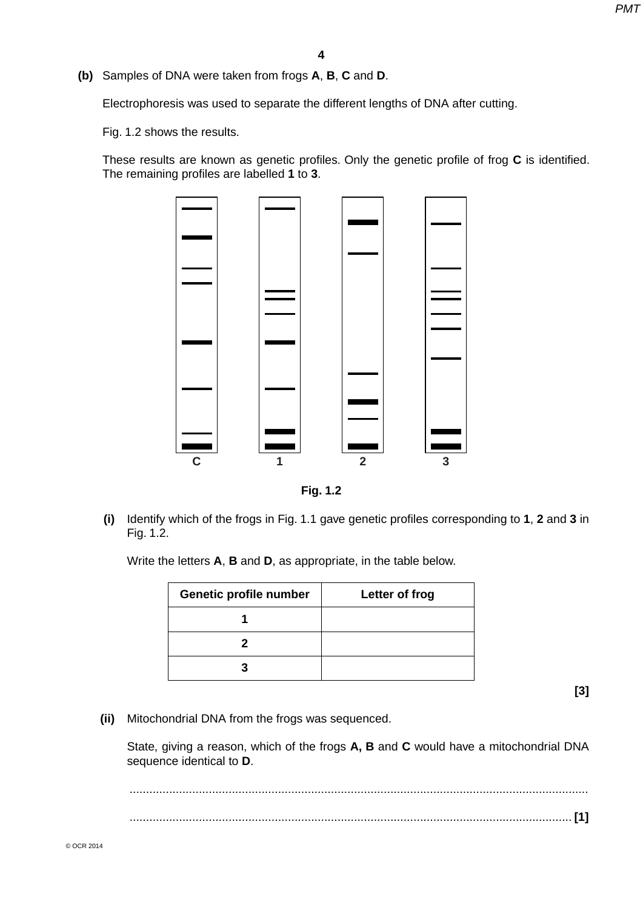**(b)** Samples of DNA were taken from frogs **A**, **B**, **C** and **D**.

Electrophoresis was used to separate the different lengths of DNA after cutting.

Fig. 1.2 shows the results.

These results are known as genetic profiles. Only the genetic profile of frog **C** is identified. The remaining profiles are labelled **1** to **3**.

**Fig. 1.2**

**(i)** Identify which of the frogs in Fig. 1.1 gave genetic profiles corresponding to **1**, **2** and **3** in Fig. 1.2.

Write the letters **A**, **B** and **D**, as appropriate, in the table below.

| Genetic profile number | Letter of frog |
|---|---|
| 1 | |
| 2 | |
| 3 | |

**[3]**

**(ii)** Mitochondrial DNA from the frogs was sequenced.

State, giving a reason, which of the frogs **A, B** and **C** would have a mitochondrial DNA sequence identical to **D**.

...........................................................................................................................................

........................................................................................................................................... **[1]**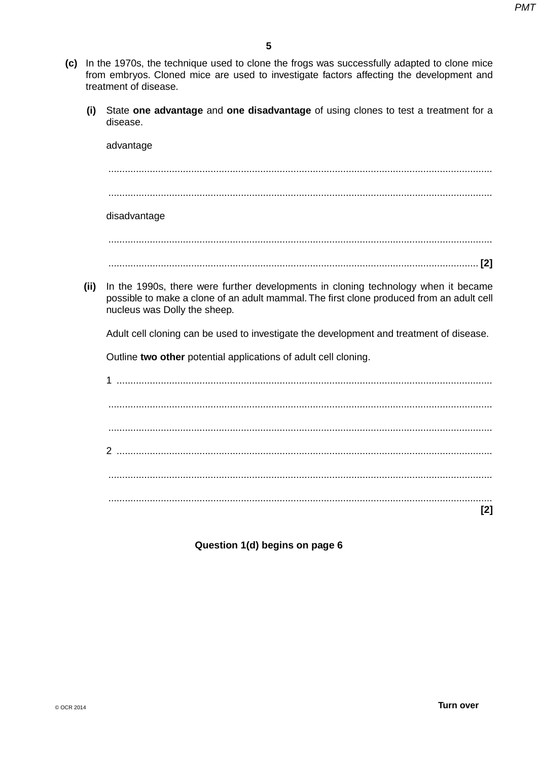**(c)** In the 1970s, the technique used to clone the frogs was successfully adapted to clone mice from embryos. Cloned mice are used to investigate factors affecting the development and treatment of disease.

**(i)** State **one advantage** and **one disadvantage** of using clones to test a treatment for a disease.

advantage

..........................................................................................................................................

..........................................................................................................................................

disadvantage

..........................................................................................................................................

.......................................................................................................................................... **[2]**

**(ii)** In the 1990s, there were further developments in cloning technology when it became possible to make a clone of an adult mammal. The first clone produced from an adult cell nucleus was Dolly the sheep.

Adult cell cloning can be used to investigate the development and treatment of disease.

Outline **two other** potential applications of adult cell cloning.

1 ......................................................................................................................................

..........................................................................................................................................

..........................................................................................................................................

2 ......................................................................................................................................

..........................................................................................................................................

..........................................................................................................................................

**[2]**

**Question 1(d) begins on page 6**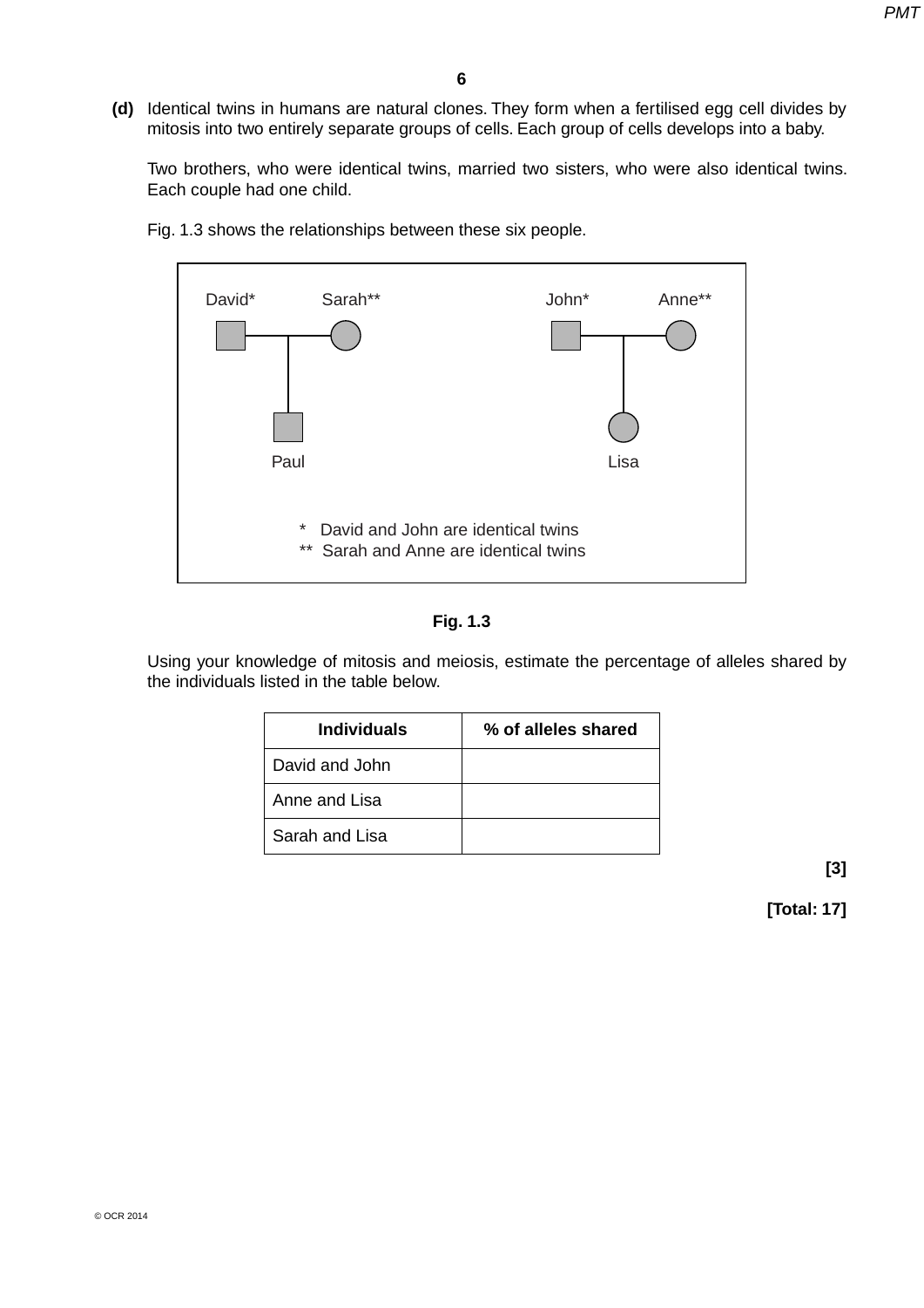**(d)** Identical twins in humans are natural clones. They form when a fertilised egg cell divides by mitosis into two entirely separate groups of cells. Each group of cells develops into a baby.

Two brothers, who were identical twins, married two sisters, who were also identical twins. Each couple had one child.

Fig. 1.3 shows the relationships between these six people.

David* Sarah** John* Anne**

Paul Lisa

\* David and John are identical twins
\** Sarah and Anne are identical twins

**Fig. 1.3**

Using your knowledge of mitosis and meiosis, estimate the percentage of alleles shared by the individuals listed in the table below.

| Individuals | % of alleles shared |
|---|---|
| David and John | |
| Anne and Lisa | |
| Sarah and Lisa | |

**[3]**

**[Total: 17]**

© OCR 2014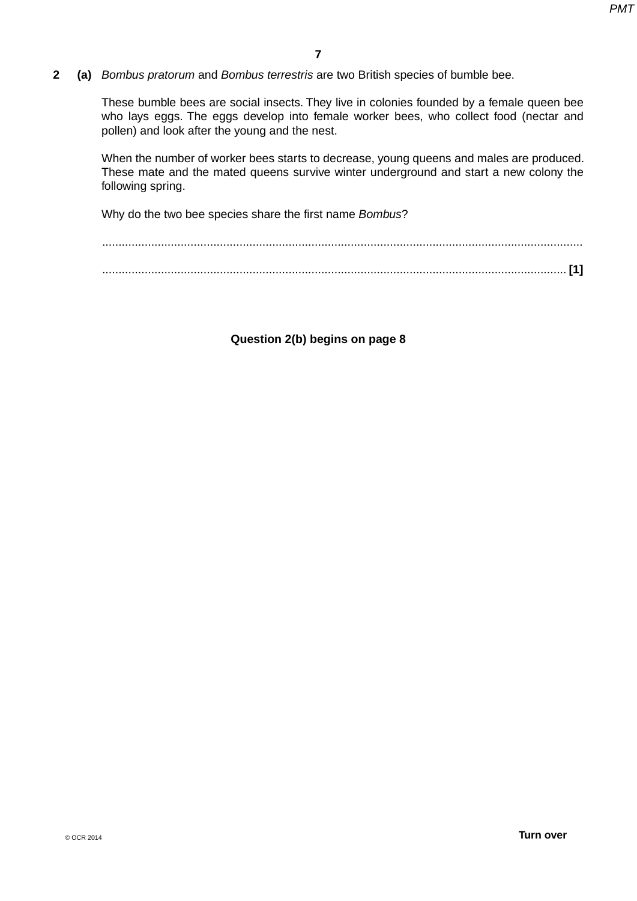**2** **(a)** *Bombus pratorum* and *Bombus terrestris* are two British species of bumble bee.

These bumble bees are social insects. They live in colonies founded by a female queen bee who lays eggs. The eggs develop into female worker bees, who collect food (nectar and pollen) and look after the young and the nest.

When the number of worker bees starts to decrease, young queens and males are produced. These mate and the mated queens survive winter underground and start a new colony the following spring.

Why do the two bee species share the first name *Bombus*?

.......................................................................................................................................

....................................................................................................................................... **[1]**

**Question 2(b) begins on page 8**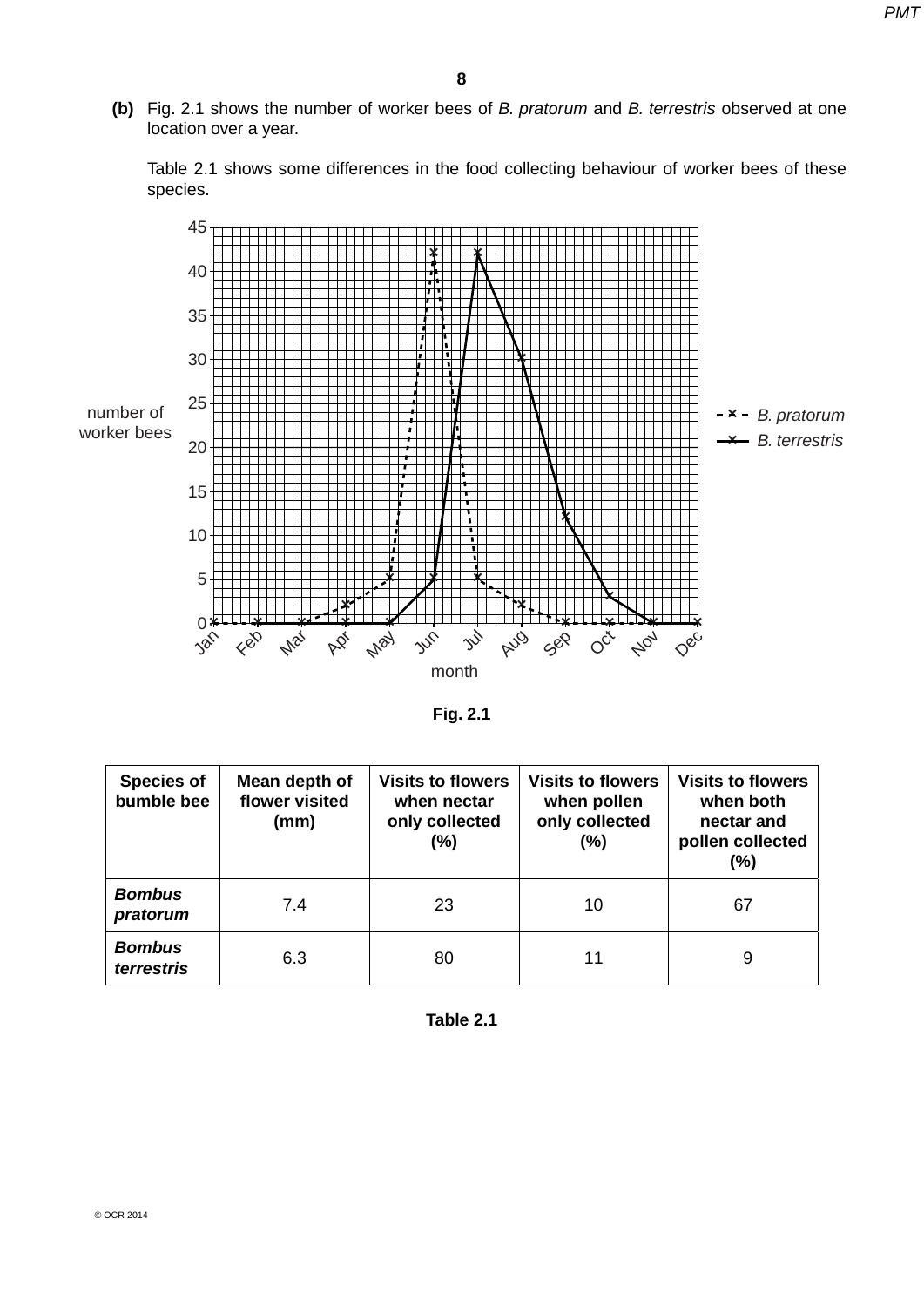**(b)** Fig. 2.1 shows the number of worker bees of *B. pratorum* and *B. terrestris* observed at one location over a year.

Table 2.1 shows some differences in the food collecting behaviour of worker bees of these species.

Fig. 2.1

| Species of bumble bee | Mean depth of flower visited (mm) | Visits to flowers when nectar only collected (%) | Visits to flowers when pollen only collected (%) | Visits to flowers when both nectar and pollen collected (%) |
|---|---|---|---|---|
| ***Bombus pratorum*** | 7.4 | 23 | 10 | 67 |
| ***Bombus terrestris*** | 6.3 | 80 | 11 | 9 |

**Table 2.1**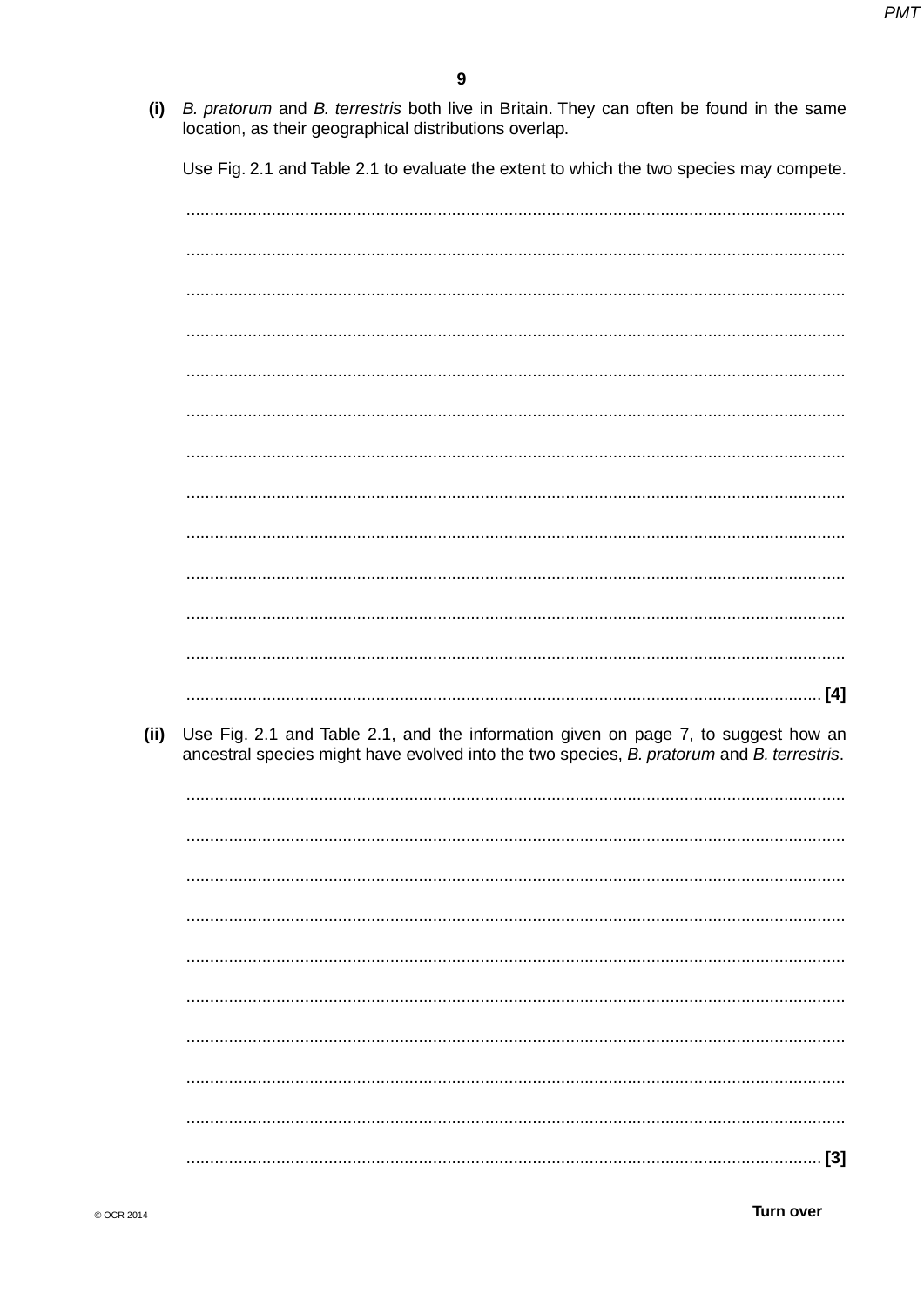**(i)** *B. pratorum* and *B. terrestris* both live in Britain. They can often be found in the same location, as their geographical distributions overlap.

Use Fig. 2.1 and Table 2.1 to evaluate the extent to which the two species may compete.

...........................................................................................................................................

...........................................................................................................................................

...........................................................................................................................................

...........................................................................................................................................

...........................................................................................................................................

...........................................................................................................................................

...........................................................................................................................................

...........................................................................................................................................

...........................................................................................................................................

...........................................................................................................................................

...........................................................................................................................................

...........................................................................................................................................

..................................................................................................................................... [4]

**(ii)** Use Fig. 2.1 and Table 2.1, and the information given on page 7, to suggest how an ancestral species might have evolved into the two species, *B. pratorum* and *B. terrestris*.

...........................................................................................................................................

...........................................................................................................................................

...........................................................................................................................................

...........................................................................................................................................

...........................................................................................................................................

...........................................................................................................................................

...........................................................................................................................................

...........................................................................................................................................

...........................................................................................................................................

..................................................................................................................................... [3]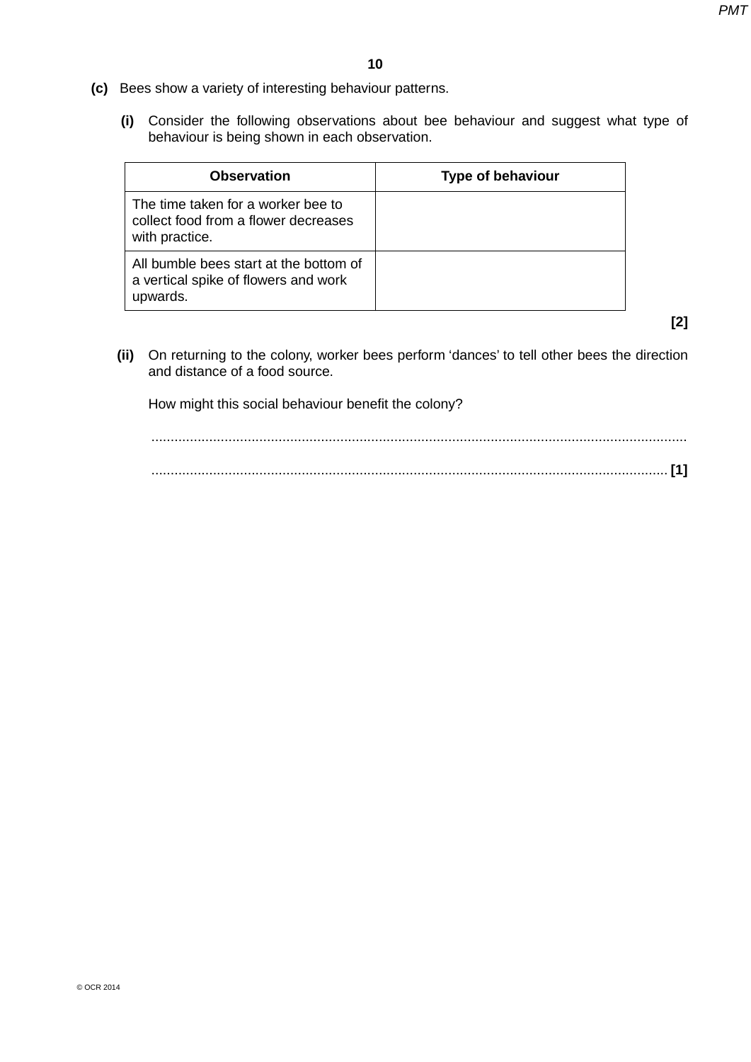**(c)** Bees show a variety of interesting behaviour patterns.

**(i)** Consider the following observations about bee behaviour and suggest what type of behaviour is being shown in each observation.

| Observation | Type of behaviour |
| --- | --- |
| The time taken for a worker bee to collect food from a flower decreases with practice. | |
| All bumble bees start at the bottom of a vertical spike of flowers and work upwards. | |

**[2]**

**(ii)** On returning to the colony, worker bees perform 'dances' to tell other bees the direction and distance of a food source.

How might this social behaviour benefit the colony?

...........................................................................................................................................

........................................................................................................................................... **[1]**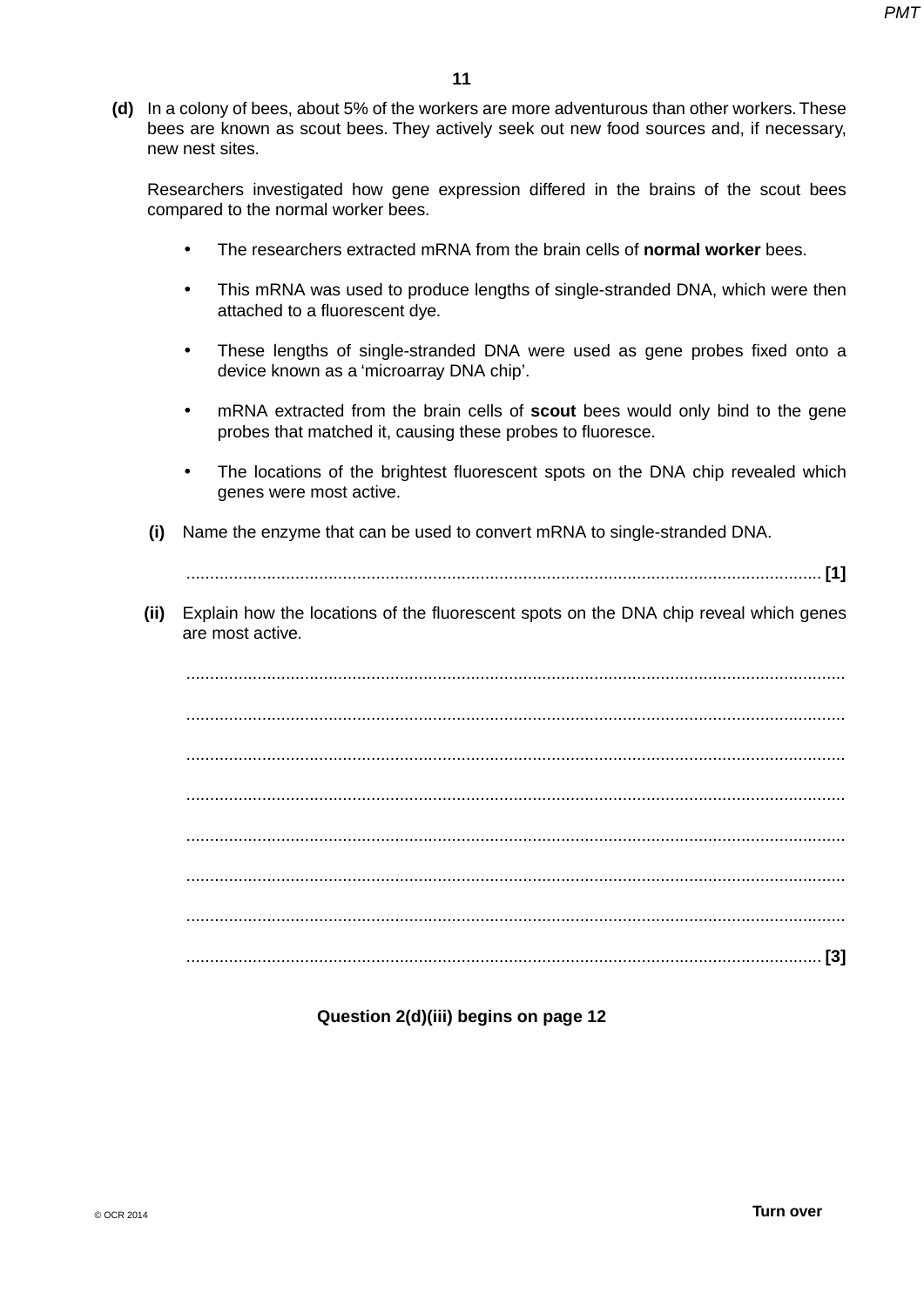**(d)** In a colony of bees, about 5% of the workers are more adventurous than other workers. These bees are known as scout bees. They actively seek out new food sources and, if necessary, new nest sites.

Researchers investigated how gene expression differed in the brains of the scout bees compared to the normal worker bees.

- The researchers extracted mRNA from the brain cells of **normal worker** bees.
- This mRNA was used to produce lengths of single-stranded DNA, which were then attached to a fluorescent dye.
- These lengths of single-stranded DNA were used as gene probes fixed onto a device known as a 'microarray DNA chip'.
- mRNA extracted from the brain cells of **scout** bees would only bind to the gene probes that matched it, causing these probes to fluoresce.
- The locations of the brightest fluorescent spots on the DNA chip revealed which genes were most active.

**(i)** Name the enzyme that can be used to convert mRNA to single-stranded DNA.

...................................................................................................................................... **[1]**

**(ii)** Explain how the locations of the fluorescent spots on the DNA chip reveal which genes are most active.

...........................................................................................................................................

...........................................................................................................................................

...........................................................................................................................................

...........................................................................................................................................

...........................................................................................................................................

...........................................................................................................................................

...........................................................................................................................................

...................................................................................................................................... **[3]**

**Question 2(d)(iii) begins on page 12**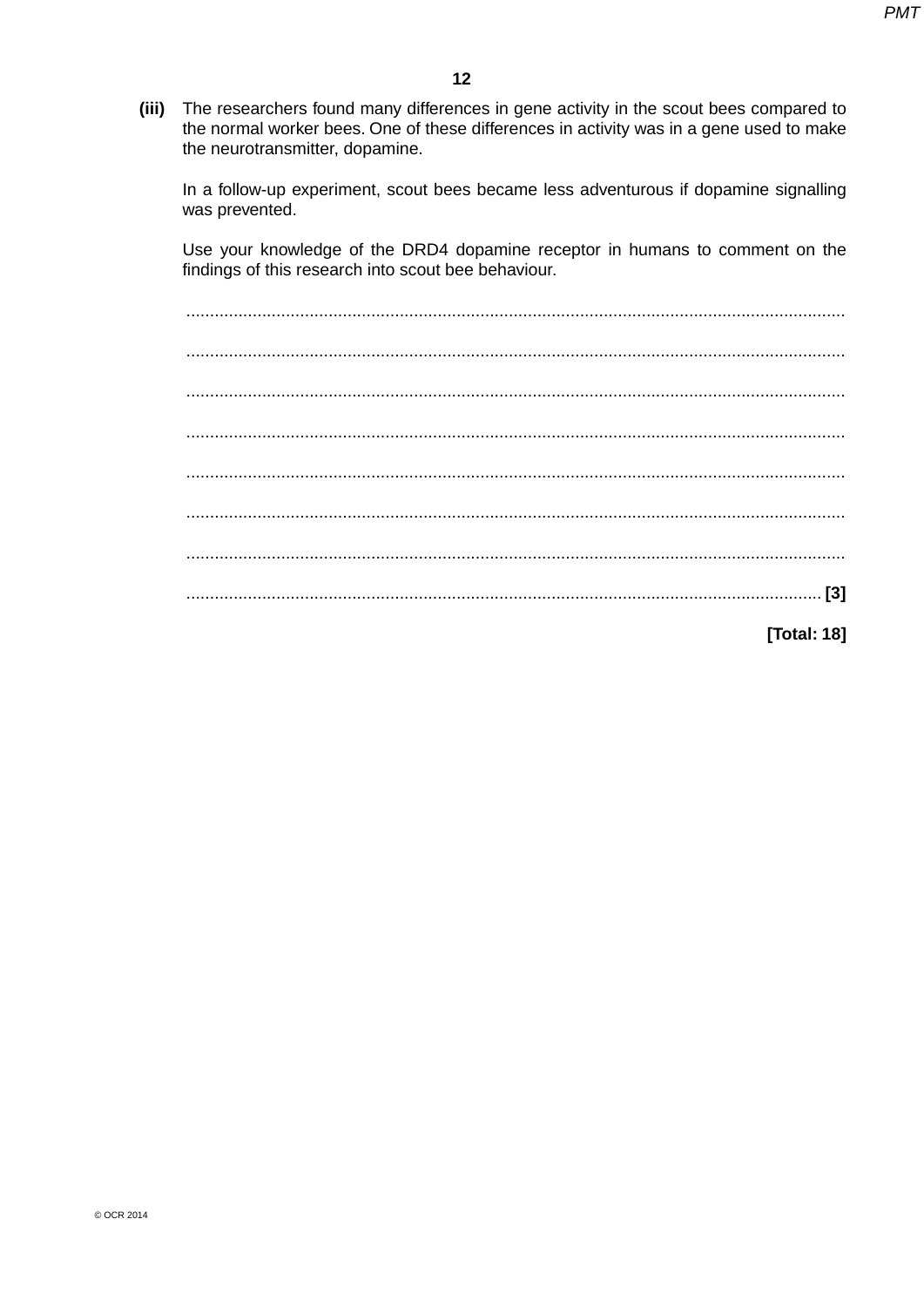(iii) The researchers found many differences in gene activity in the scout bees compared to the normal worker bees. One of these differences in activity was in a gene used to make the neurotransmitter, dopamine.

In a follow-up experiment, scout bees became less adventurous if dopamine signalling was prevented.

Use your knowledge of the DRD4 dopamine receptor in humans to comment on the findings of this research into scout bee behaviour.

...........................................................................................................................................

...........................................................................................................................................

...........................................................................................................................................

...........................................................................................................................................

...........................................................................................................................................

...........................................................................................................................................

...........................................................................................................................................

...................................................................................................................................... [3]

**[Total: 18]**

© OCR 2014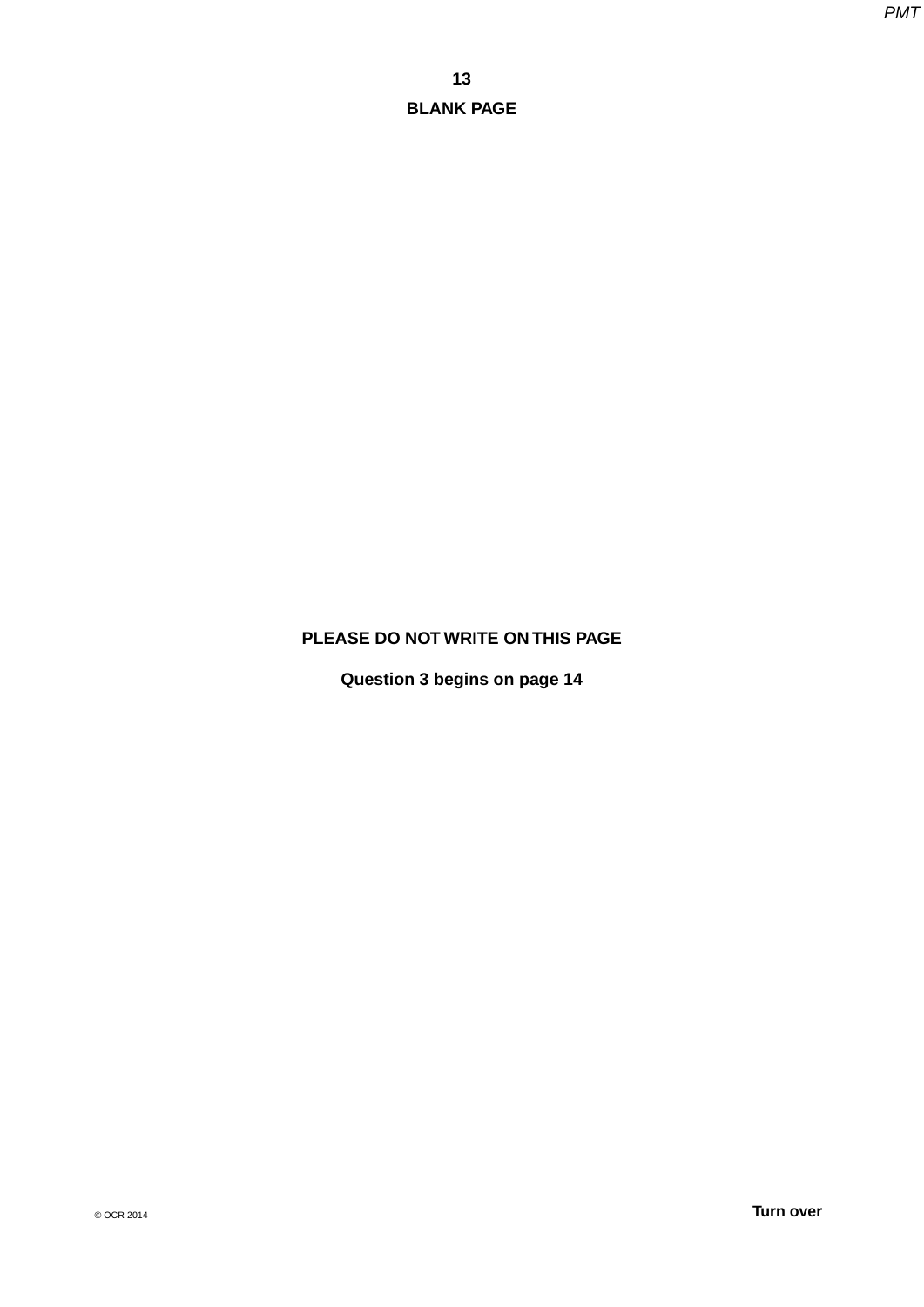**BLANK PAGE**

**PLEASE DO NOT WRITE ON THIS PAGE**

**Question 3 begins on page 14**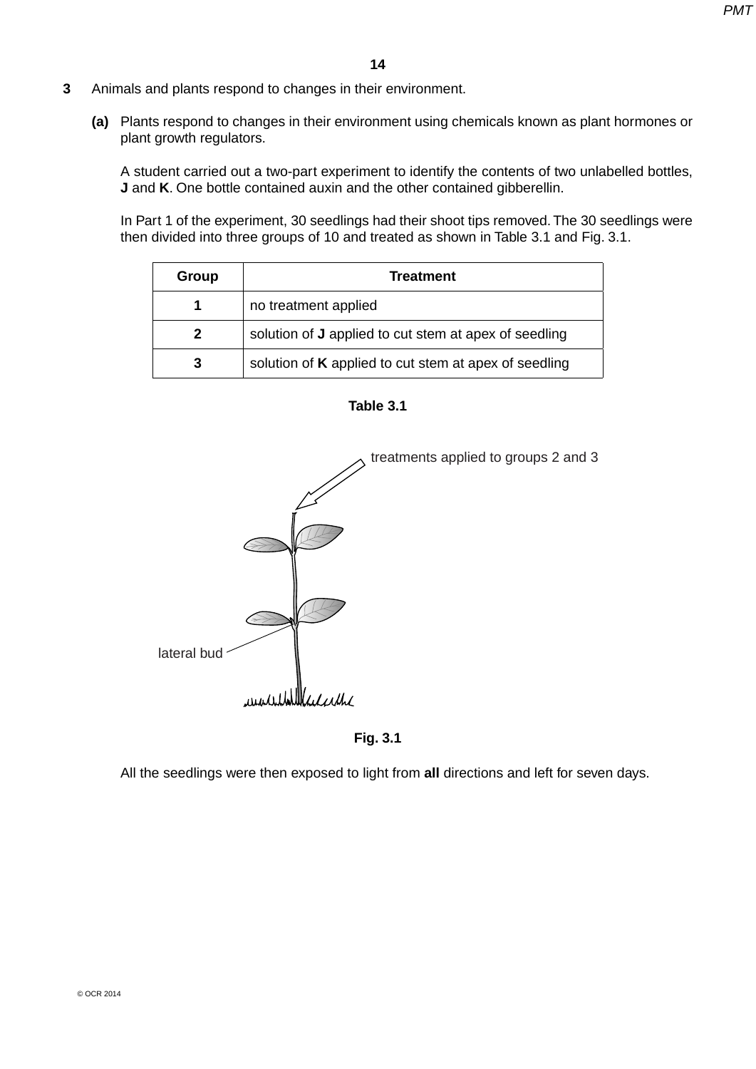**3** Animals and plants respond to changes in their environment.

**(a)** Plants respond to changes in their environment using chemicals known as plant hormones or plant growth regulators.

A student carried out a two-part experiment to identify the contents of two unlabelled bottles, **J** and **K**. One bottle contained auxin and the other contained gibberellin.

In Part 1 of the experiment, 30 seedlings had their shoot tips removed. The 30 seedlings were then divided into three groups of 10 and treated as shown in Table 3.1 and Fig. 3.1.

| Group | Treatment |
|---|---|
| **1** | no treatment applied |
| **2** | solution of **J** applied to cut stem at apex of seedling |
| **3** | solution of **K** applied to cut stem at apex of seedling |

**Table 3.1**

treatments applied to groups 2 and 3

lateral bud

**Fig. 3.1**

All the seedlings were then exposed to light from **all** directions and left for seven days.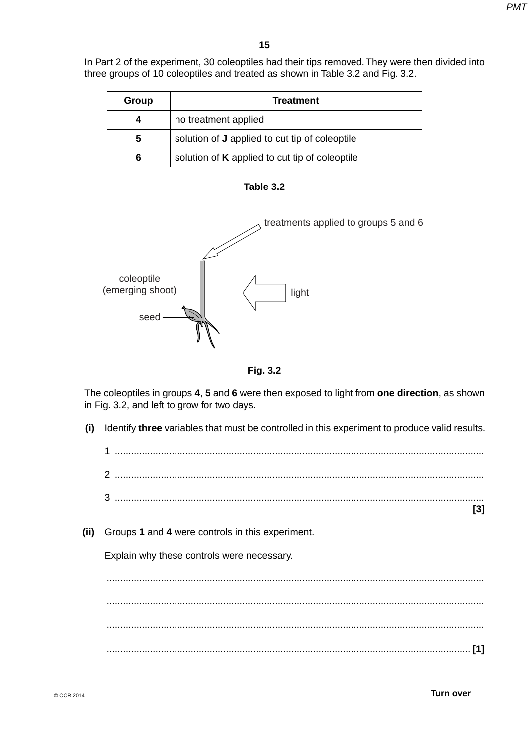In Part 2 of the experiment, 30 coleoptiles had their tips removed. They were then divided into three groups of 10 coleoptiles and treated as shown in Table 3.2 and Fig. 3.2.

| Group | Treatment |
|---|---|
| **4** | no treatment applied |
| **5** | solution of **J** applied to cut tip of coleoptile |
| **6** | solution of **K** applied to cut tip of coleoptile |

**Table 3.2**

treatments applied to groups 5 and 6

coleoptile (emerging shoot)

light

seed

**Fig. 3.2**

The coleoptiles in groups **4**, **5** and **6** were then exposed to light from **one direction**, as shown in Fig. 3.2, and left to grow for two days.

**(i)** Identify **three** variables that must be controlled in this experiment to produce valid results.

1 ...........................................................................................................................

2 ...........................................................................................................................

3 ...........................................................................................................................

**[3]**

**(ii)** Groups **1** and **4** were controls in this experiment.

Explain why these controls were necessary.

...........................................................................................................................

...........................................................................................................................

...........................................................................................................................

........................................................................................................................... **[1]**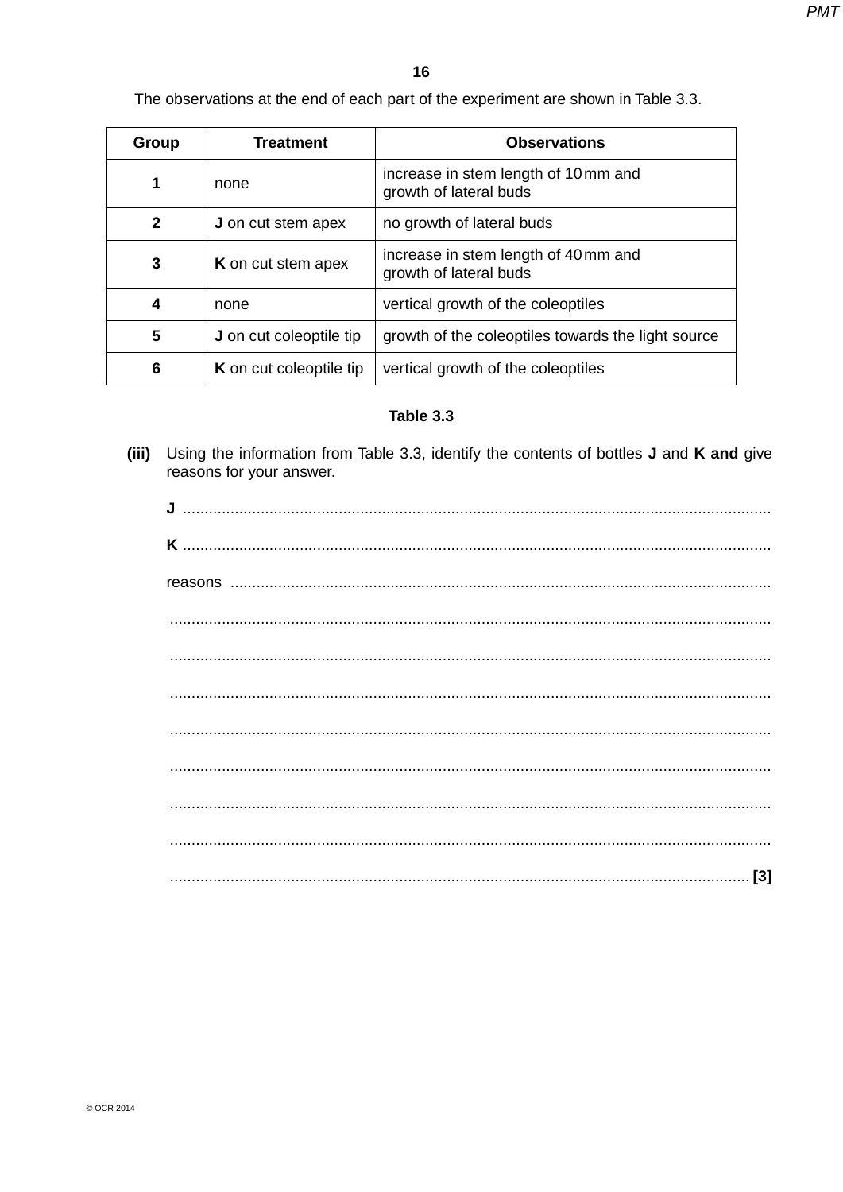The observations at the end of each part of the experiment are shown in Table 3.3.

| Group | Treatment | Observations |
|---|---|---|
| 1 | none | increase in stem length of 10 mm and growth of lateral buds |
| 2 | **J** on cut stem apex | no growth of lateral buds |
| 3 | **K** on cut stem apex | increase in stem length of 40 mm and growth of lateral buds |
| 4 | none | vertical growth of the coleoptiles |
| 5 | **J** on cut coleoptile tip | growth of the coleoptiles towards the light source |
| 6 | **K** on cut coleoptile tip | vertical growth of the coleoptiles |

**Table 3.3**

**(iii)** Using the information from Table 3.3, identify the contents of bottles **J** and **K and** give reasons for your answer.

**J** ..........................................................................................................................................

**K** ..........................................................................................................................................

reasons ..........................................................................................................................................

..........................................................................................................................................

..........................................................................................................................................

..........................................................................................................................................

..........................................................................................................................................

..........................................................................................................................................

..........................................................................................................................................

..........................................................................................................................................

.......................................................................................................................................... **[3]**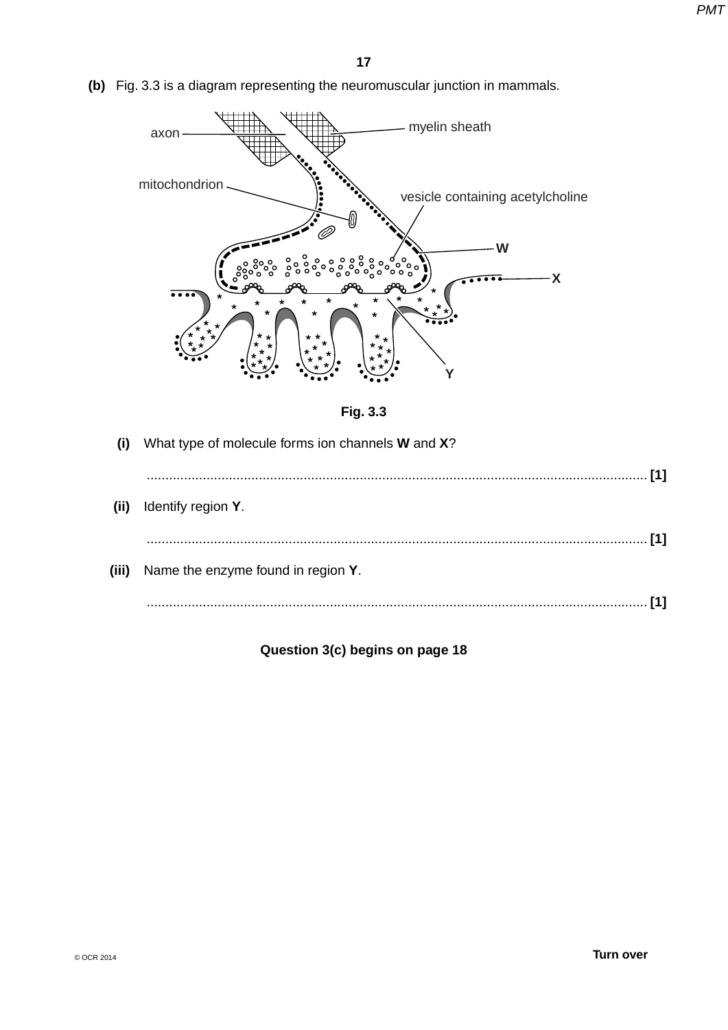**(b)** Fig. 3.3 is a diagram representing the neuromuscular junction in mammals.

axon

myelin sheath

mitochondrion

vesicle containing acetylcholine

W

X

Y

**Fig. 3.3**

**(i)** What type of molecule forms ion channels **W** and **X**?

...................................................................................................................................... **[1]**

**(ii)** Identify region **Y**.

...................................................................................................................................... **[1]**

**(iii)** Name the enzyme found in region **Y**.

...................................................................................................................................... **[1]**

**Question 3(c) begins on page 18**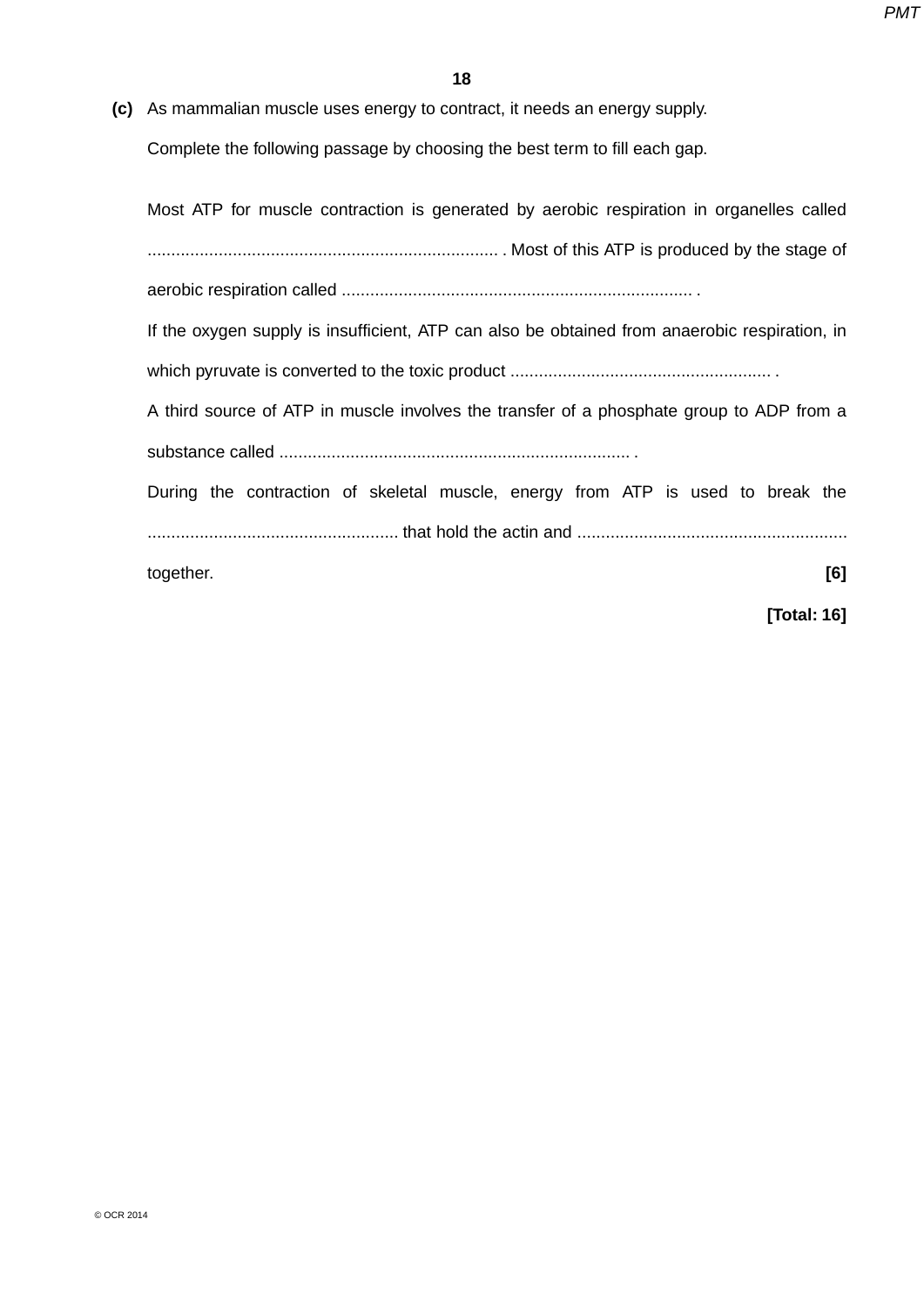**(c)** As mammalian muscle uses energy to contract, it needs an energy supply.

Complete the following passage by choosing the best term to fill each gap.

Most ATP for muscle contraction is generated by aerobic respiration in organelles called .......................................................................... . Most of this ATP is produced by the stage of aerobic respiration called .......................................................................... .

If the oxygen supply is insufficient, ATP can also be obtained from anaerobic respiration, in which pyruvate is converted to the toxic product ....................................................... .

A third source of ATP in muscle involves the transfer of a phosphate group to ADP from a substance called .......................................................................... .

During the contraction of skeletal muscle, energy from ATP is used to break the ..................................................... that hold the actin and ......................................................... together. **[6]**

**[Total: 16]**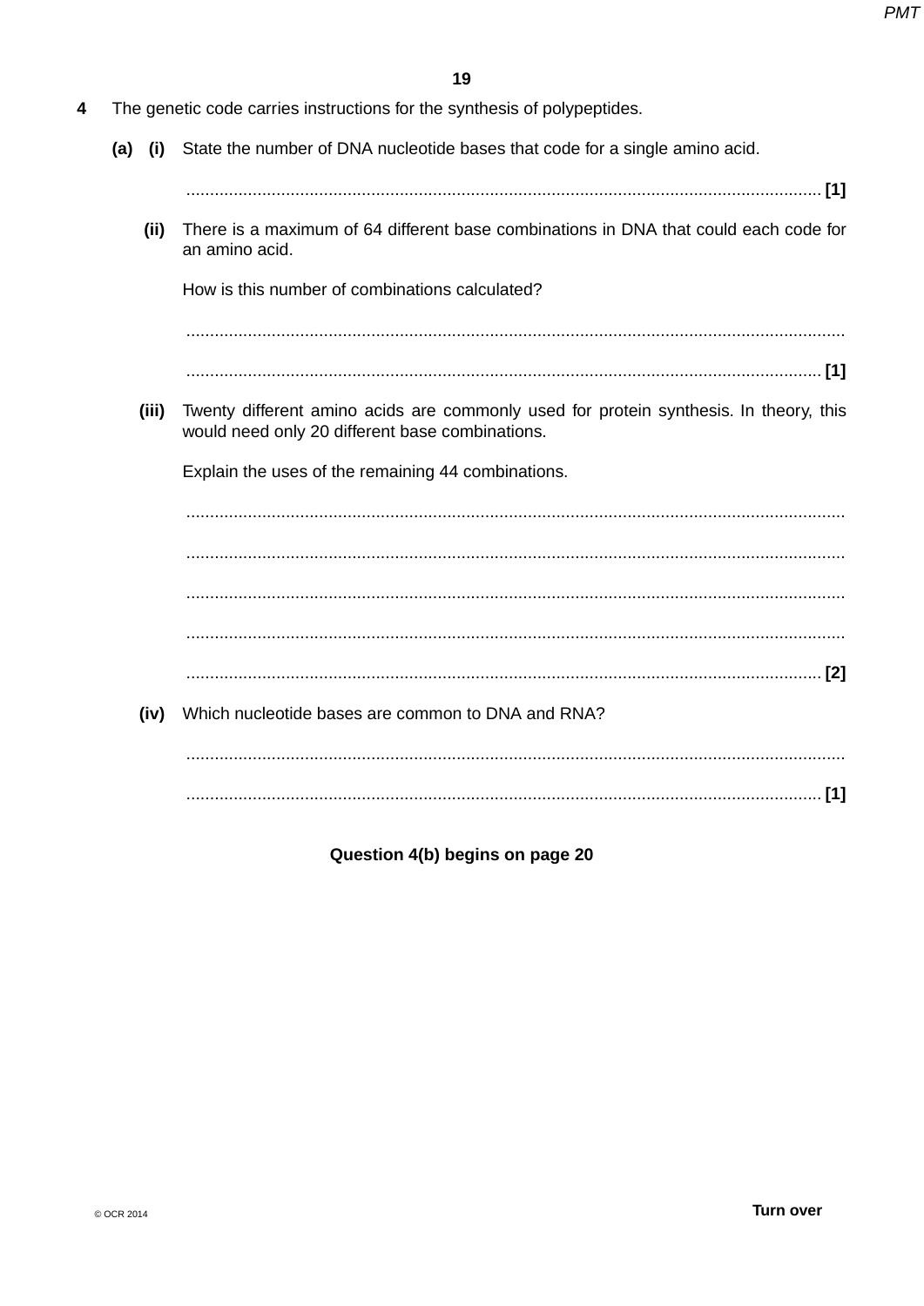**4** The genetic code carries instructions for the synthesis of polypeptides.

**(a) (i)** State the number of DNA nucleotide bases that code for a single amino acid.

............................................................................................................................................ **[1]**

**(ii)** There is a maximum of 64 different base combinations in DNA that could each code for an amino acid.

How is this number of combinations calculated?

...................................................................................................................................................

............................................................................................................................................ **[1]**

**(iii)** Twenty different amino acids are commonly used for protein synthesis. In theory, this would need only 20 different base combinations.

Explain the uses of the remaining 44 combinations.

...................................................................................................................................................

...................................................................................................................................................

...................................................................................................................................................

...................................................................................................................................................

............................................................................................................................................ **[2]**

**(iv)** Which nucleotide bases are common to DNA and RNA?

...................................................................................................................................................

............................................................................................................................................ **[1]**

**Question 4(b) begins on page 20**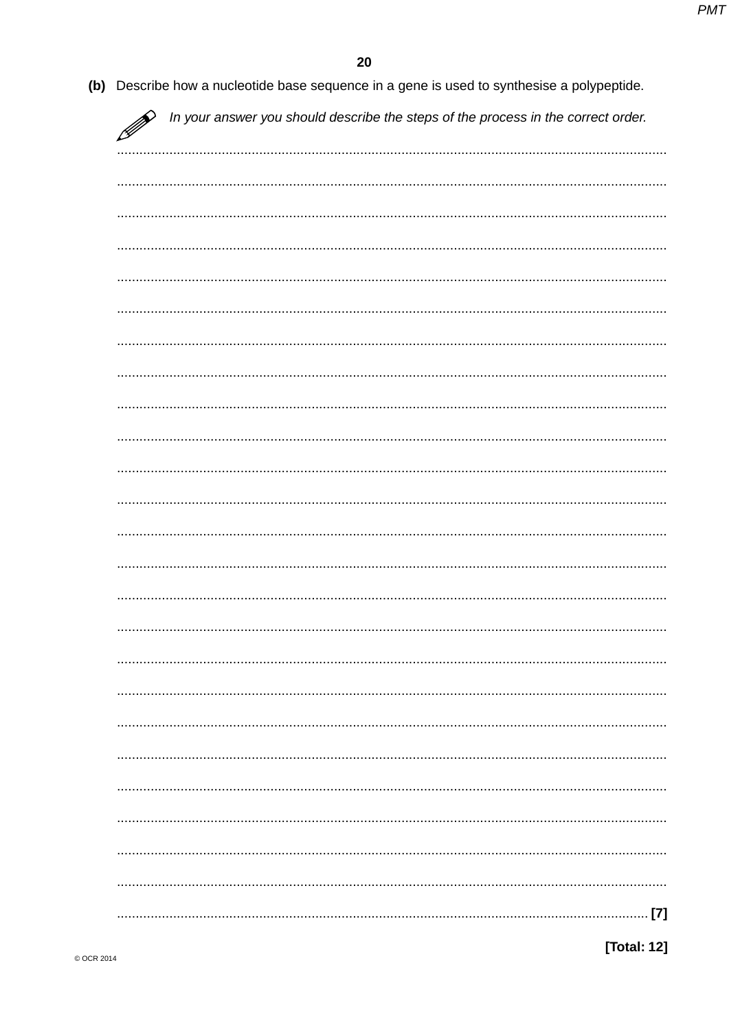**(b)** Describe how a nucleotide base sequence in a gene is used to synthesise a polypeptide.

*In your answer you should describe the steps of the process in the correct order.*

.......................................................................................................................................................

.......................................................................................................................................................

.......................................................................................................................................................

.......................................................................................................................................................

.......................................................................................................................................................

.......................................................................................................................................................

.......................................................................................................................................................

.......................................................................................................................................................

.......................................................................................................................................................

.......................................................................................................................................................

.......................................................................................................................................................

.......................................................................................................................................................

.......................................................................................................................................................

.......................................................................................................................................................

.......................................................................................................................................................

.......................................................................................................................................................

.......................................................................................................................................................

.......................................................................................................................................................

.......................................................................................................................................................

.......................................................................................................................................................

.......................................................................................................................................................

.......................................................................................................................................................

.......................................................................................................................................................

.......................................................................................................................................................

....................................................................................................................................... **[7]**

**[Total: 12]**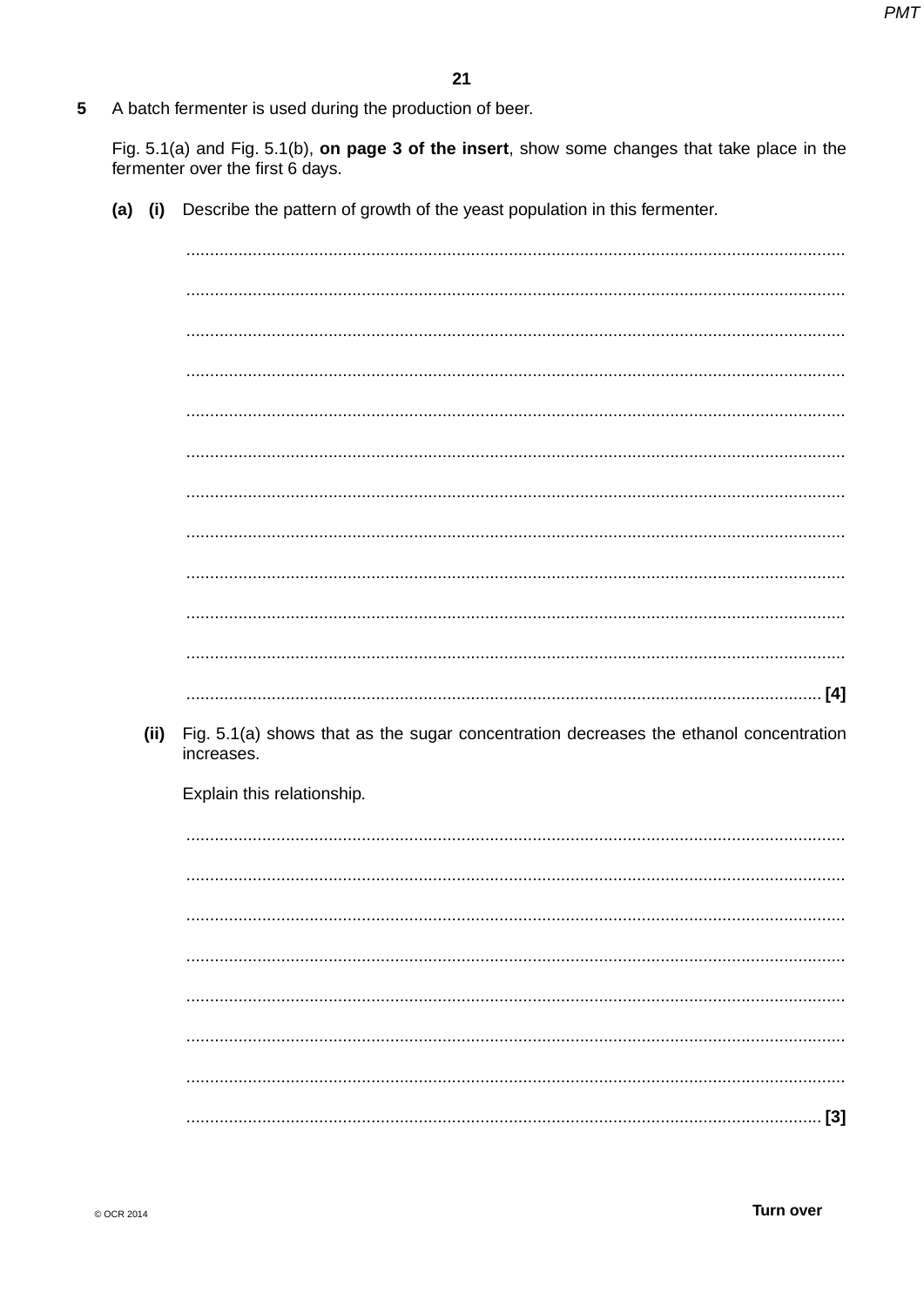**5** A batch fermenter is used during the production of beer.

Fig. 5.1(a) and Fig. 5.1(b), **on page 3 of the insert**, show some changes that take place in the fermenter over the first 6 days.

**(a) (i)** Describe the pattern of growth of the yeast population in this fermenter.

..........................................................................................................................................

..........................................................................................................................................

..........................................................................................................................................

..........................................................................................................................................

..........................................................................................................................................

..........................................................................................................................................

..........................................................................................................................................

..........................................................................................................................................

..........................................................................................................................................

..........................................................................................................................................

..........................................................................................................................................

.................................................................................................................................... **[4]**

**(ii)** Fig. 5.1(a) shows that as the sugar concentration decreases the ethanol concentration increases.

Explain this relationship.

..........................................................................................................................................

..........................................................................................................................................

..........................................................................................................................................

..........................................................................................................................................

..........................................................................................................................................

..........................................................................................................................................

..........................................................................................................................................

.................................................................................................................................... **[3]**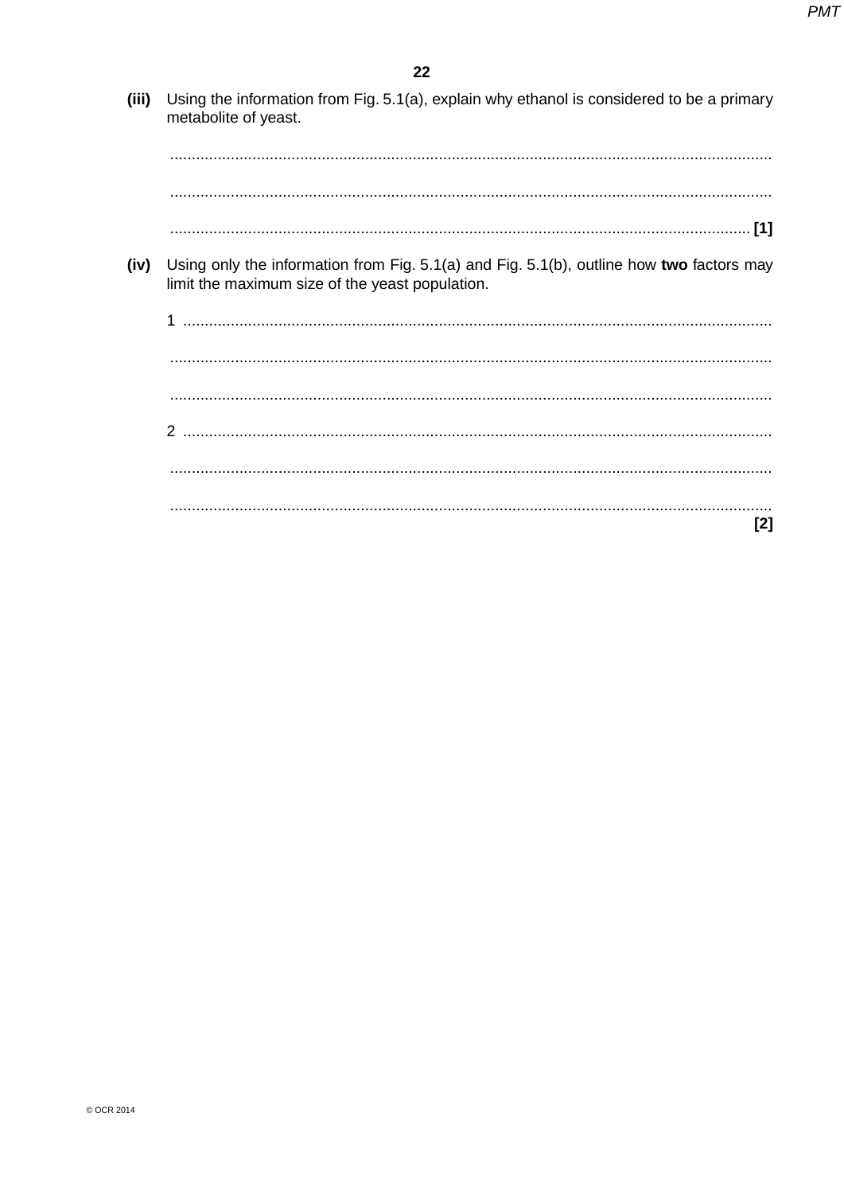**(iii)** Using the information from Fig. 5.1(a), explain why ethanol is considered to be a primary metabolite of yeast.

..........................................................................................................................................

..........................................................................................................................................

.................................................................................................................................... [1]

**(iv)** Using only the information from Fig. 5.1(a) and Fig. 5.1(b), outline how **two** factors may limit the maximum size of the yeast population.

1 ......................................................................................................................................

..........................................................................................................................................

..........................................................................................................................................

2 ......................................................................................................................................

..........................................................................................................................................

..........................................................................................................................................

[2]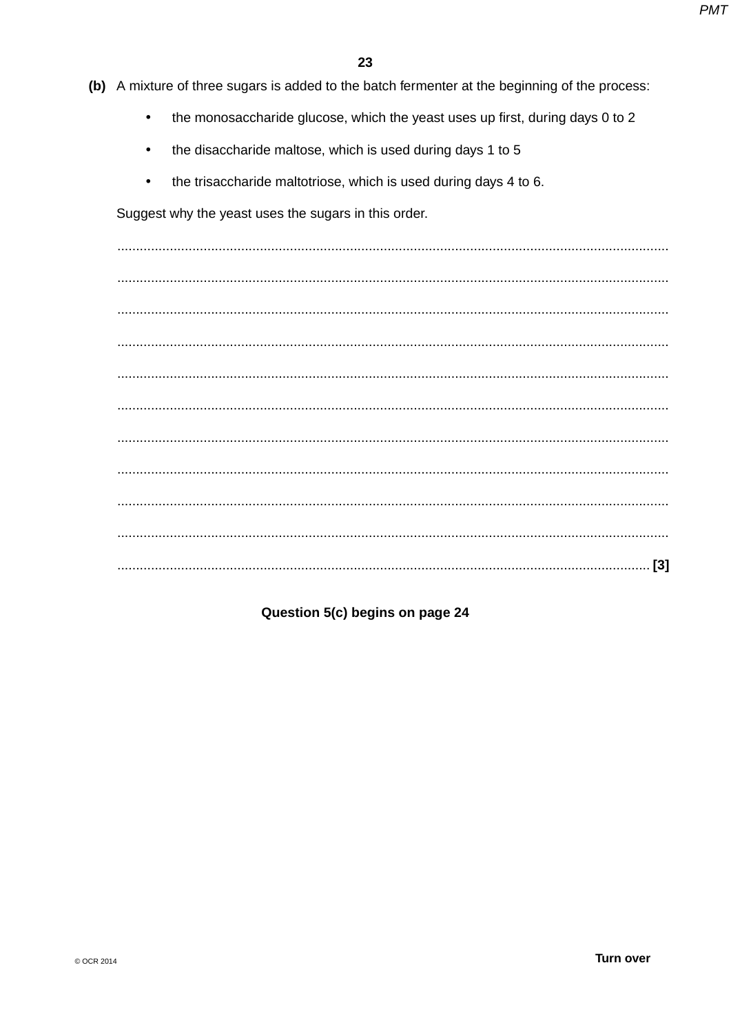**(b)** A mixture of three sugars is added to the batch fermenter at the beginning of the process:

- the monosaccharide glucose, which the yeast uses up first, during days 0 to 2
- the disaccharide maltose, which is used during days 1 to 5
- the trisaccharide maltotriose, which is used during days 4 to 6.

Suggest why the yeast uses the sugars in this order.

..........................................................................................................................................

..........................................................................................................................................

..........................................................................................................................................

..........................................................................................................................................

..........................................................................................................................................

..........................................................................................................................................

..........................................................................................................................................

..........................................................................................................................................

..........................................................................................................................................

..........................................................................................................................................

...................................................................................................................................... **[3]**

**Question 5(c) begins on page 24**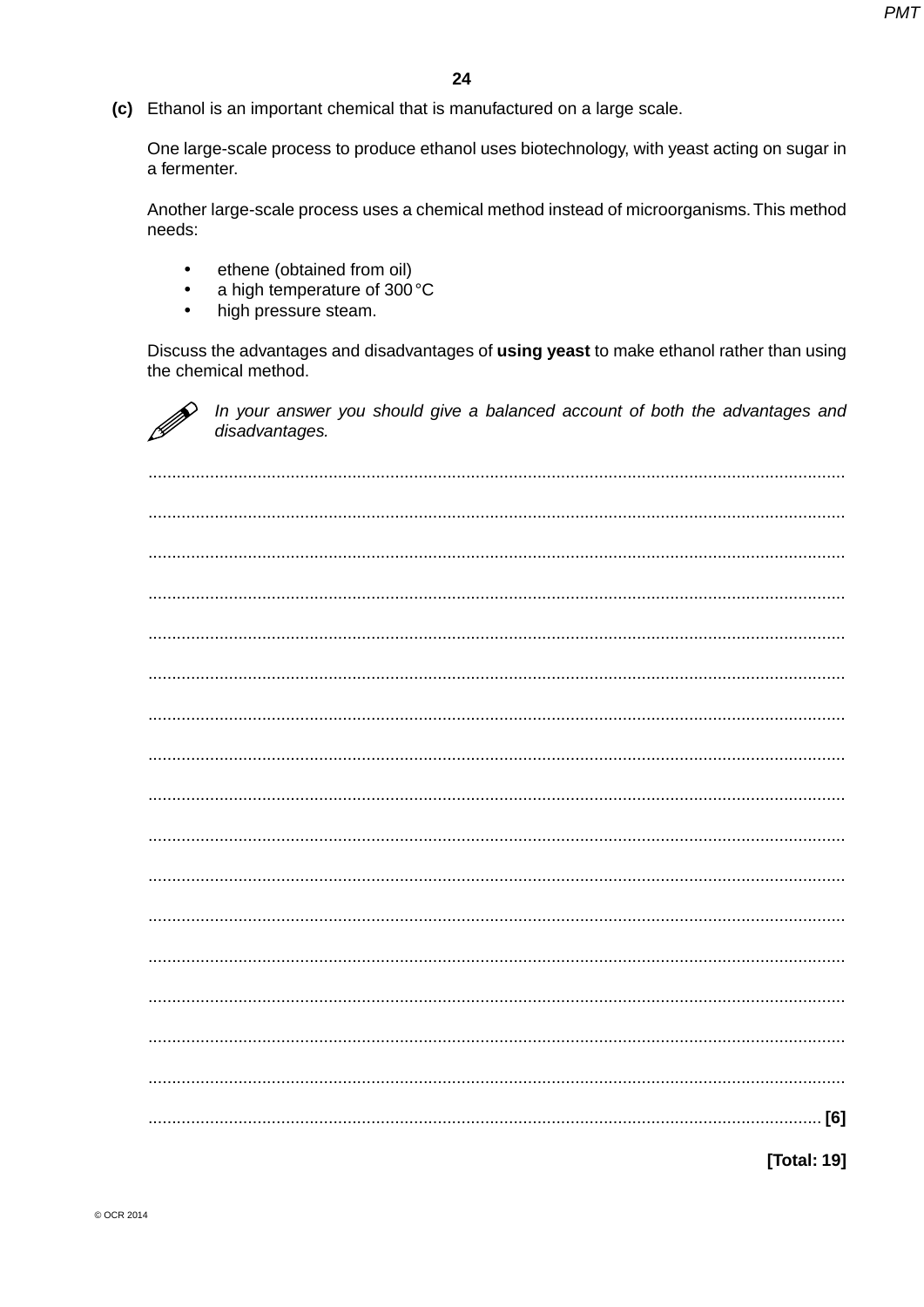**(c)** Ethanol is an important chemical that is manufactured on a large scale.

One large-scale process to produce ethanol uses biotechnology, with yeast acting on sugar in a fermenter.

Another large-scale process uses a chemical method instead of microorganisms. This method needs:

- ethene (obtained from oil)
- a high temperature of 300 °C
- high pressure steam.

Discuss the advantages and disadvantages of **using yeast** to make ethanol rather than using the chemical method.

*In your answer you should give a balanced account of both the advantages and disadvantages.*

..........................................................................................................................................

..........................................................................................................................................

..........................................................................................................................................

..........................................................................................................................................

..........................................................................................................................................

..........................................................................................................................................

..........................................................................................................................................

..........................................................................................................................................

..........................................................................................................................................

..........................................................................................................................................

..........................................................................................................................................

..........................................................................................................................................

..........................................................................................................................................

..........................................................................................................................................

..........................................................................................................................................

..........................................................................................................................................

.................................................................................................................................... **[6]**

**[Total: 19]**

© OCR 2014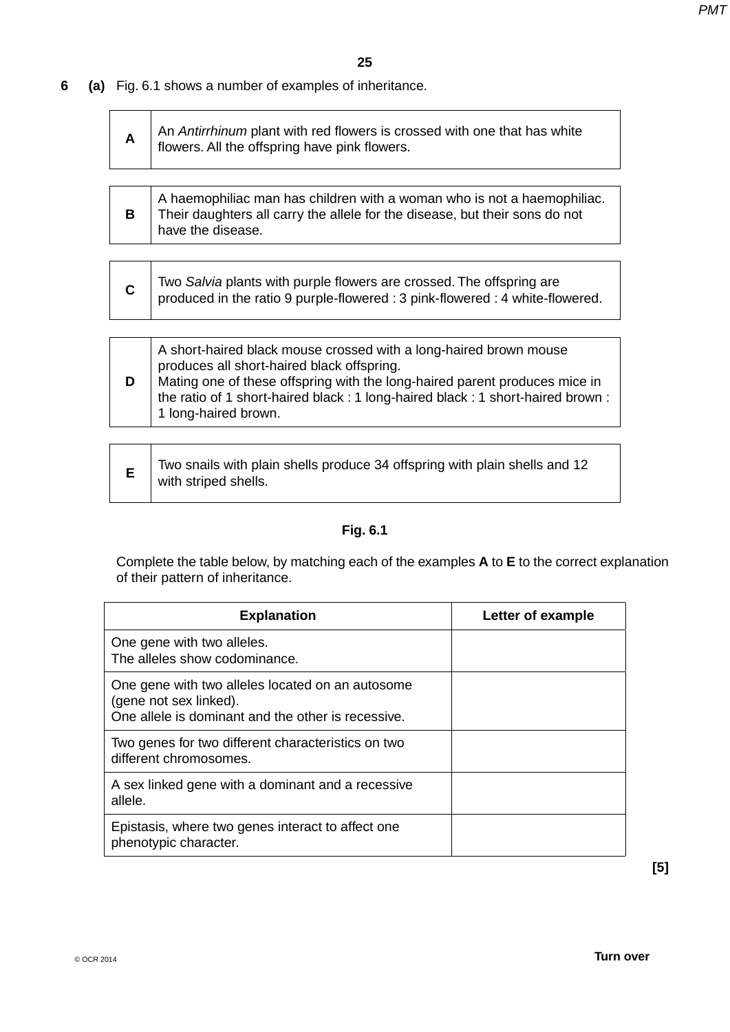**6** **(a)** Fig. 6.1 shows a number of examples of inheritance.

| | |
|---|---|
| **A** | An *Antirrhinum* plant with red flowers is crossed with one that has white flowers. All the offspring have pink flowers. |

| | |
|---|---|
| **B** | A haemophiliac man has children with a woman who is not a haemophiliac. Their daughters all carry the allele for the disease, but their sons do not have the disease. |

| | |
|---|---|
| **C** | Two *Salvia* plants with purple flowers are crossed. The offspring are produced in the ratio 9 purple-flowered : 3 pink-flowered : 4 white-flowered. |

| | |
|---|---|
| **D** | A short-haired black mouse crossed with a long-haired brown mouse produces all short-haired black offspring.<br>Mating one of these offspring with the long-haired parent produces mice in the ratio of 1 short-haired black : 1 long-haired black : 1 short-haired brown : 1 long-haired brown. |

| | |
|---|---|
| **E** | Two snails with plain shells produce 34 offspring with plain shells and 12 with striped shells. |

**Fig. 6.1**

Complete the table below, by matching each of the examples **A** to **E** to the correct explanation of their pattern of inheritance.

| Explanation | Letter of example |
|---|---|
| One gene with two alleles.<br>The alleles show codominance. | |
| One gene with two alleles located on an autosome (gene not sex linked).<br>One allele is dominant and the other is recessive. | |
| Two genes for two different characteristics on two different chromosomes. | |
| A sex linked gene with a dominant and a recessive allele. | |
| Epistasis, where two genes interact to affect one phenotypic character. | |

**[5]**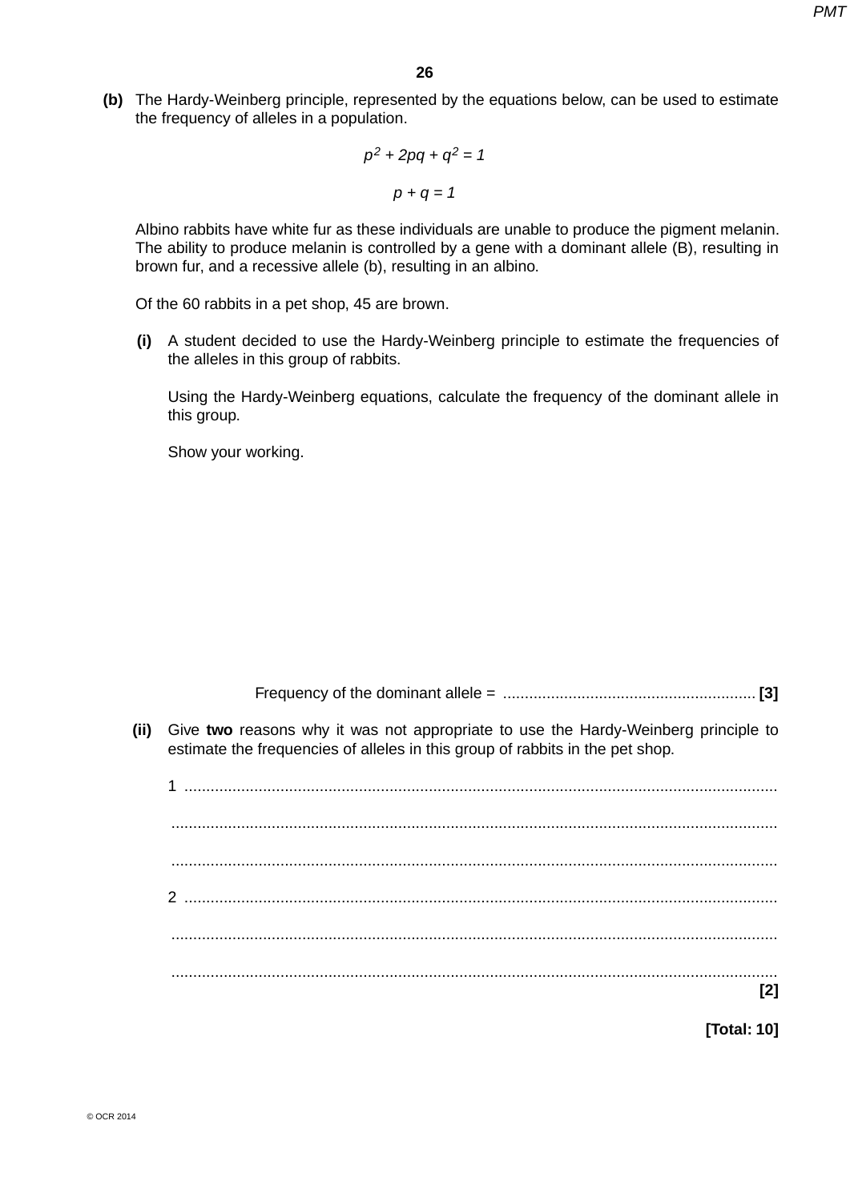**(b)** The Hardy-Weinberg principle, represented by the equations below, can be used to estimate the frequency of alleles in a population.

$$p^2 + 2pq + q^2 = 1$$

$$p + q = 1$$

Albino rabbits have white fur as these individuals are unable to produce the pigment melanin. The ability to produce melanin is controlled by a gene with a dominant allele (B), resulting in brown fur, and a recessive allele (b), resulting in an albino.

Of the 60 rabbits in a pet shop, 45 are brown.

**(i)** A student decided to use the Hardy-Weinberg principle to estimate the frequencies of the alleles in this group of rabbits.

Using the Hardy-Weinberg equations, calculate the frequency of the dominant allele in this group.

Show your working.

Frequency of the dominant allele = .......................................................... **[3]**

**(ii)** Give **two** reasons why it was not appropriate to use the Hardy-Weinberg principle to estimate the frequencies of alleles in this group of rabbits in the pet shop.

1 ..........................................................................................................................

..........................................................................................................................

..........................................................................................................................

2 ..........................................................................................................................

..........................................................................................................................

.......................................................................................................................... **[2]**

**[Total: 10]**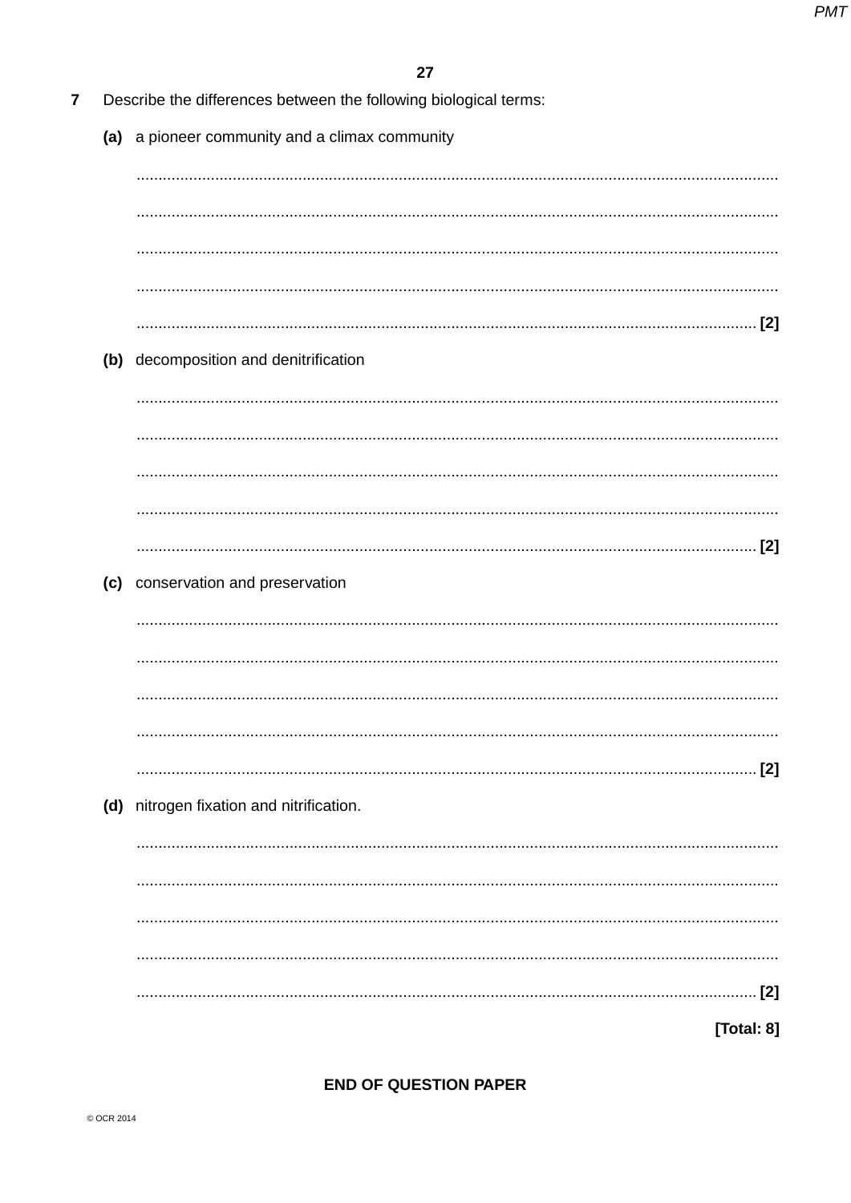**7** Describe the differences between the following biological terms:

**(a)** a pioneer community and a climax community

..........................................................................................................................................

..........................................................................................................................................

..........................................................................................................................................

..........................................................................................................................................

.................................................................................................................................... **[2]**

**(b)** decomposition and denitrification

..........................................................................................................................................

..........................................................................................................................................

..........................................................................................................................................

..........................................................................................................................................

.................................................................................................................................... **[2]**

**(c)** conservation and preservation

..........................................................................................................................................

..........................................................................................................................................

..........................................................................................................................................

..........................................................................................................................................

.................................................................................................................................... **[2]**

**(d)** nitrogen fixation and nitrification.

..........................................................................................................................................

..........................................................................................................................................

..........................................................................................................................................

..........................................................................................................................................

.................................................................................................................................... **[2]**

**[Total: 8]**

**END OF QUESTION PAPER**

© OCR 2014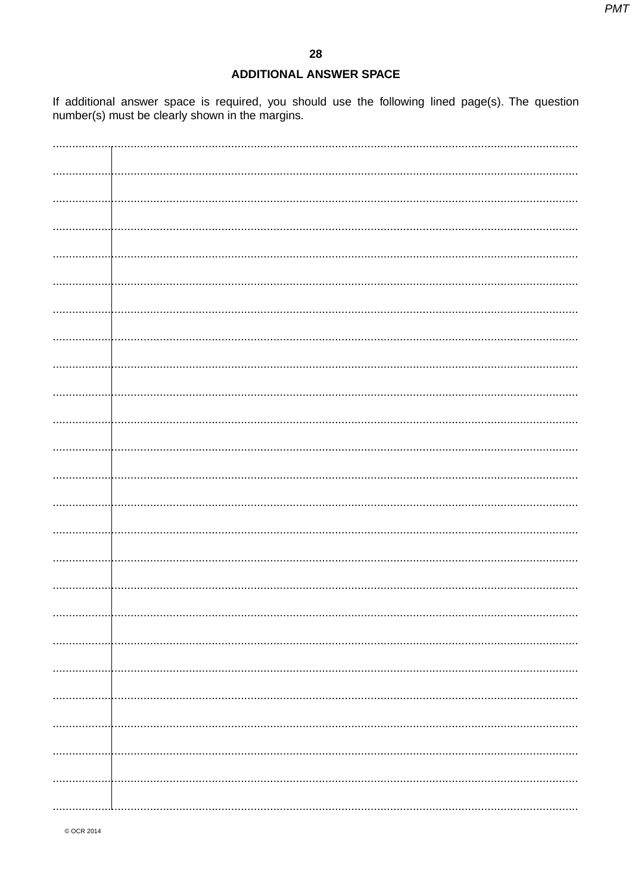## ADDITIONAL ANSWER SPACE

If additional answer space is required, you should use the following lined page(s). The question number(s) must be clearly shown in the margins.

© OCR 2014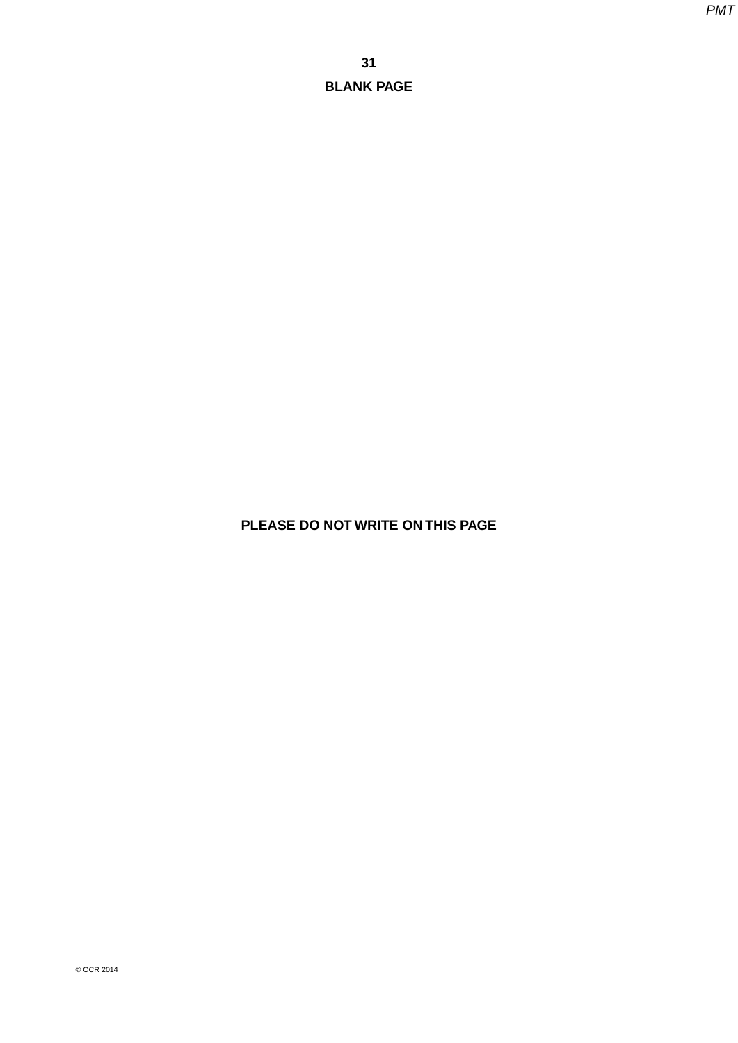**BLANK PAGE**

**PLEASE DO NOT WRITE ON THIS PAGE**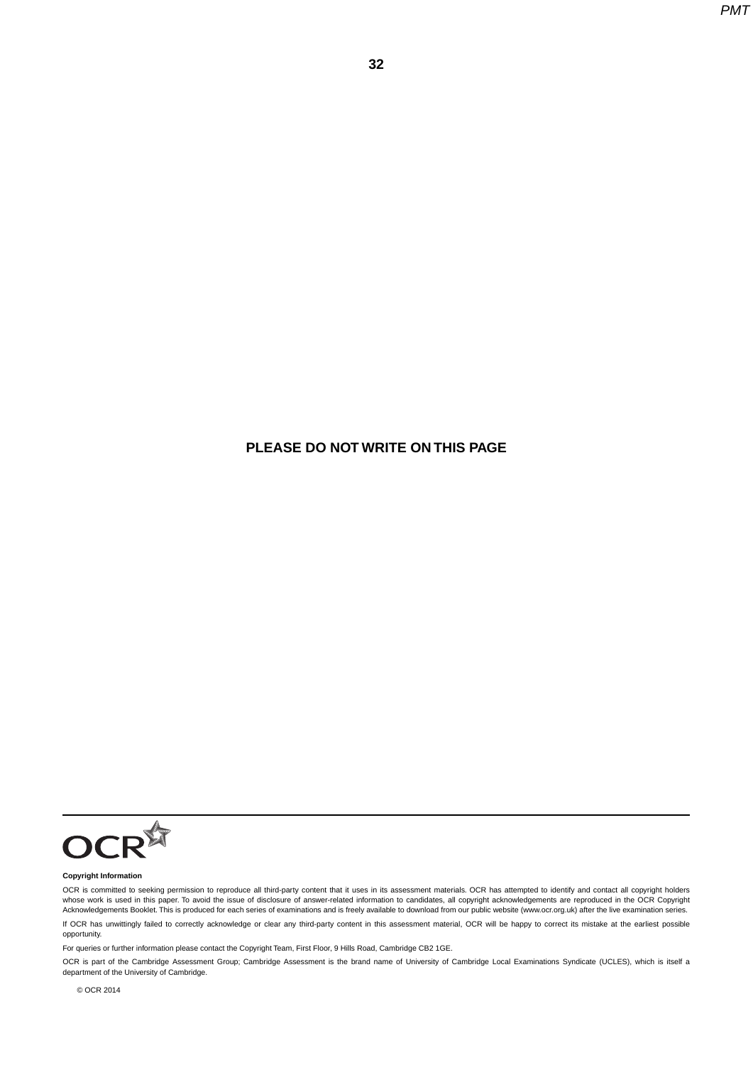**PLEASE DO NOT WRITE ON THIS PAGE**

OCR

**Copyright Information**

OCR is committed to seeking permission to reproduce all third-party content that it uses in its assessment materials. OCR has attempted to identify and contact all copyright holders whose work is used in this paper. To avoid the issue of disclosure of answer-related information to candidates, all copyright acknowledgements are reproduced in the OCR Copyright Acknowledgements Booklet. This is produced for each series of examinations and is freely available to download from our public website (www.ocr.org.uk) after the live examination series.

If OCR has unwittingly failed to correctly acknowledge or clear any third-party content in this assessment material, OCR will be happy to correct its mistake at the earliest possible opportunity.

For queries or further information please contact the Copyright Team, First Floor, 9 Hills Road, Cambridge CB2 1GE.

OCR is part of the Cambridge Assessment Group; Cambridge Assessment is the brand name of University of Cambridge Local Examinations Syndicate (UCLES), which is itself a department of the University of Cambridge.

© OCR 2014